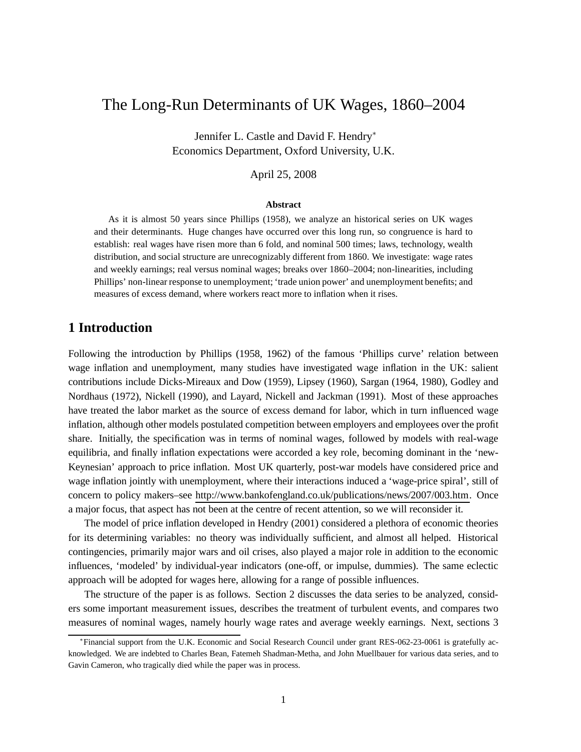# The Long-Run Determinants of UK Wages, 1860–2004

Jennifer L. Castle and David F. Hendry*
Economics Department, Oxford University, U.K.

April 25, 2008

**Abstract**

As it is almost 50 years since Phillips (1958), we analyze an historical series on UK wages and their determinants. Huge changes have occurred over this long run, so congruence is hard to establish: real wages have risen more than 6 fold, and nominal 500 times; laws, technology, wealth distribution, and social structure are unrecognizably different from 1860. We investigate: wage rates and weekly earnings; real versus nominal wages; breaks over 1860–2004; non-linearities, including Phillips' non-linear response to unemployment; 'trade union power' and unemployment benefits; and measures of excess demand, where workers react more to inflation when it rises.

## 1 Introduction

Following the introduction by Phillips (1958, 1962) of the famous 'Phillips curve' relation between wage inflation and unemployment, many studies have investigated wage inflation in the UK: salient contributions include Dicks-Mireaux and Dow (1959), Lipsey (1960), Sargan (1964, 1980), Godley and Nordhaus (1972), Nickell (1990), and Layard, Nickell and Jackman (1991). Most of these approaches have treated the labor market as the source of excess demand for labor, which in turn influenced wage inflation, although other models postulated competition between employers and employees over the profit share. Initially, the specification was in terms of nominal wages, followed by models with real-wage equilibria, and finally inflation expectations were accorded a key role, becoming dominant in the 'new-Keynesian' approach to price inflation. Most UK quarterly, post-war models have considered price and wage inflation jointly with unemployment, where their interactions induced a 'wage-price spiral', still of concern to policy makers–see http://www.bankofengland.co.uk/publications/news/2007/003.htm. Once a major focus, that aspect has not been at the centre of recent attention, so we will reconsider it.

The model of price inflation developed in Hendry (2001) considered a plethora of economic theories for its determining variables: no theory was individually sufficient, and almost all helped. Historical contingencies, primarily major wars and oil crises, also played a major role in addition to the economic influences, 'modeled' by individual-year indicators (one-off, or impulse, dummies). The same eclectic approach will be adopted for wages here, allowing for a range of possible influences.

The structure of the paper is as follows. Section 2 discusses the data series to be analyzed, considers some important measurement issues, describes the treatment of turbulent events, and compares two measures of nominal wages, namely hourly wage rates and average weekly earnings. Next, sections 3

---

*Financial support from the U.K. Economic and Social Research Council under grant RES-062-23-0061 is gratefully acknowledged. We are indebted to Charles Bean, Fatemeh Shadman-Metha, and John Muellbauer for various data series, and to Gavin Cameron, who tragically died while the paper was in process.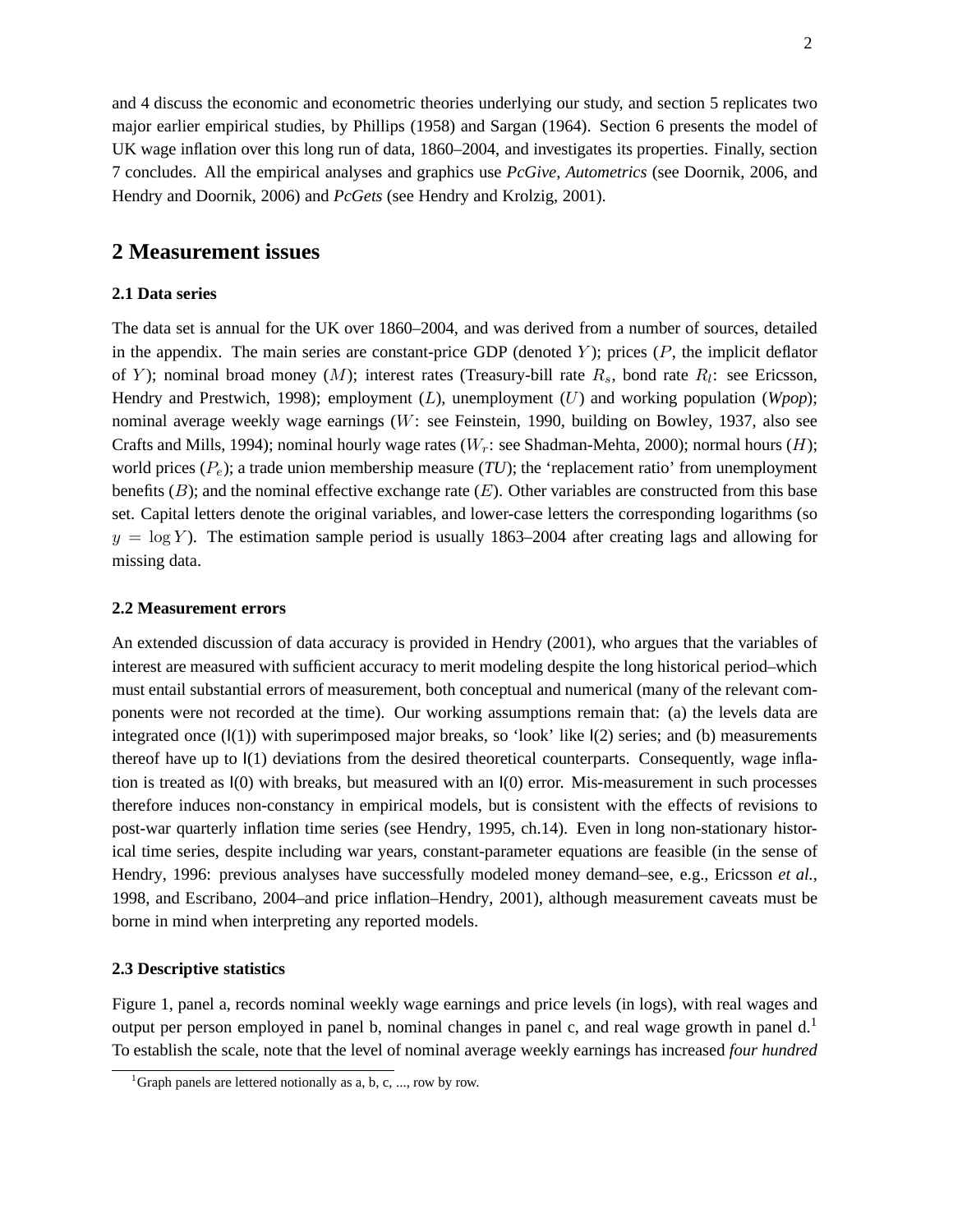and 4 discuss the economic and econometric theories underlying our study, and section 5 replicates two major earlier empirical studies, by Phillips (1958) and Sargan (1964). Section 6 presents the model of UK wage inflation over this long run of data, 1860–2004, and investigates its properties. Finally, section 7 concludes. All the empirical analyses and graphics use *PcGive*, *Autometrics* (see Doornik, 2006, and Hendry and Doornik, 2006) and *PcGets* (see Hendry and Krolzig, 2001).

## 2 Measurement issues

### 2.1 Data series

The data set is annual for the UK over 1860–2004, and was derived from a number of sources, detailed in the appendix. The main series are constant-price GDP (denoted $Y$); prices ($P$, the implicit deflator of $Y$); nominal broad money ($M$); interest rates (Treasury-bill rate $R_s$, bond rate $R_l$: see Ericsson, Hendry and Prestwich, 1998); employment ($L$), unemployment ($U$) and working population (*Wpop*); nominal average weekly wage earnings ($W$: see Feinstein, 1990, building on Bowley, 1937, also see Crafts and Mills, 1994); nominal hourly wage rates ($W_r$: see Shadman-Mehta, 2000); normal hours ($H$); world prices ($P_e$); a trade union membership measure (*TU*); the 'replacement ratio' from unemployment benefits ($B$); and the nominal effective exchange rate ($E$). Other variables are constructed from this base set. Capital letters denote the original variables, and lower-case letters the corresponding logarithms (so $y = \log Y$). The estimation sample period is usually 1863–2004 after creating lags and allowing for missing data.

### 2.2 Measurement errors

An extended discussion of data accuracy is provided in Hendry (2001), who argues that the variables of interest are measured with sufficient accuracy to merit modeling despite the long historical period–which must entail substantial errors of measurement, both conceptual and numerical (many of the relevant components were not recorded at the time). Our working assumptions remain that: (a) the levels data are integrated once (I(1)) with superimposed major breaks, so 'look' like I(2) series; and (b) measurements thereof have up to I(1) deviations from the desired theoretical counterparts. Consequently, wage inflation is treated as I(0) with breaks, but measured with an I(0) error. Mis-measurement in such processes therefore induces non-constancy in empirical models, but is consistent with the effects of revisions to post-war quarterly inflation time series (see Hendry, 1995, ch.14). Even in long non-stationary historical time series, despite including war years, constant-parameter equations are feasible (in the sense of Hendry, 1996: previous analyses have successfully modeled money demand–see, e.g., Ericsson *et al.*, 1998, and Escribano, 2004–and price inflation–Hendry, 2001), although measurement caveats must be borne in mind when interpreting any reported models.

### 2.3 Descriptive statistics

Figure 1, panel a, records nominal weekly wage earnings and price levels (in logs), with real wages and output per person employed in panel b, nominal changes in panel c, and real wage growth in panel d.[1] To establish the scale, note that the level of nominal average weekly earnings has increased *four hundred*

[1] Graph panels are lettered notionally as a, b, c, ..., row by row.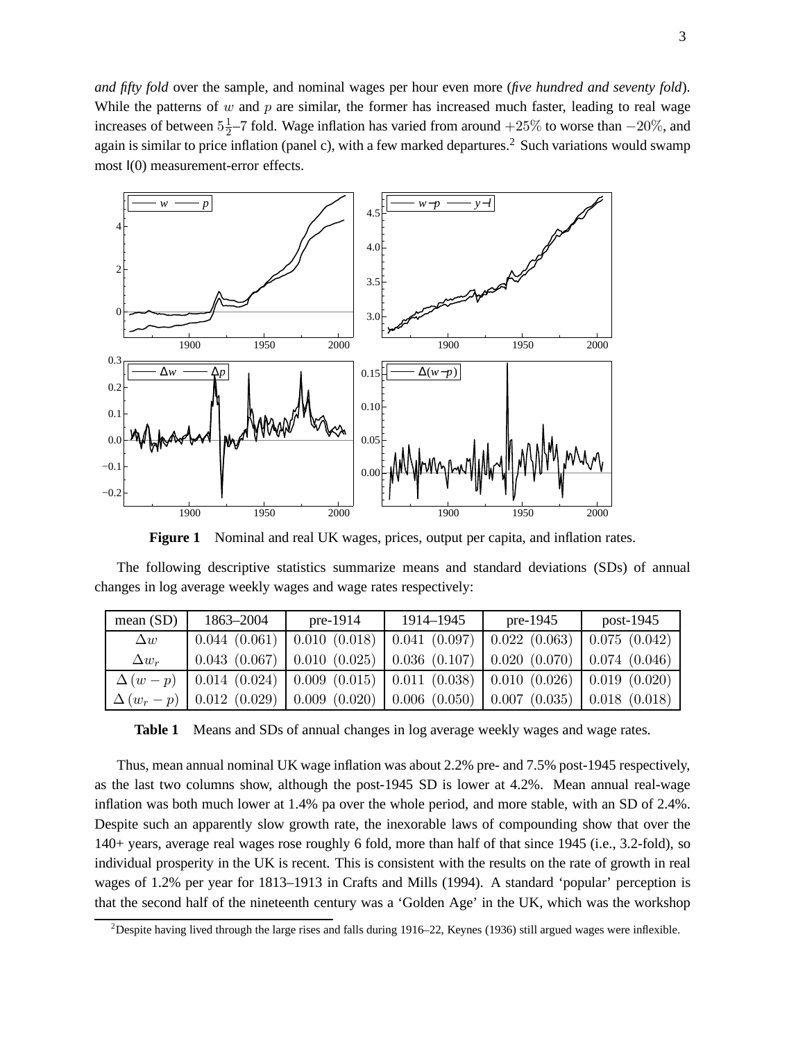*and fifty fold* over the sample, and nominal wages per hour even more (*five hundred and seventy fold*). While the patterns of $w$ and $p$ are similar, the former has increased much faster, leading to real wage increases of between $5\frac{1}{2}$–$7$ fold. Wage inflation has varied from around $+25\%$ to worse than $-20\%$, and again is similar to price inflation (panel c), with a few marked departures.[2] Such variations would swamp most I(0) measurement-error effects.

**Figure 1** Nominal and real UK wages, prices, output per capita, and inflation rates.

The following descriptive statistics summarize means and standard deviations (SDs) of annual changes in log average weekly wages and wage rates respectively:

| mean (SD) | 1863–2004 | pre-1914 | 1914–1945 | pre-1945 | post-1945 |
|---|---|---|---|---|---|
| $\Delta w$ | 0.044 (0.061) | 0.010 (0.018) | 0.041 (0.097) | 0.022 (0.063) | 0.075 (0.042) |
| $\Delta w_r$ | 0.043 (0.067) | 0.010 (0.025) | 0.036 (0.107) | 0.020 (0.070) | 0.074 (0.046) |
| $\Delta(w-p)$ | 0.014 (0.024) | 0.009 (0.015) | 0.011 (0.038) | 0.010 (0.026) | 0.019 (0.020) |
| $\Delta(w_r-p)$ | 0.012 (0.029) | 0.009 (0.020) | 0.006 (0.050) | 0.007 (0.035) | 0.018 (0.018) |

**Table 1** Means and SDs of annual changes in log average weekly wages and wage rates.

Thus, mean annual nominal UK wage inflation was about 2.2% pre- and 7.5% post-1945 respectively, as the last two columns show, although the post-1945 SD is lower at 4.2%. Mean annual real-wage inflation was both much lower at 1.4% pa over the whole period, and more stable, with an SD of 2.4%. Despite such an apparently slow growth rate, the inexorable laws of compounding show that over the 140+ years, average real wages rose roughly 6 fold, more than half of that since 1945 (i.e., 3.2-fold), so individual prosperity in the UK is recent. This is consistent with the results on the rate of growth in real wages of 1.2% per year for 1813–1913 in Crafts and Mills (1994). A standard 'popular' perception is that the second half of the nineteenth century was a 'Golden Age' in the UK, which was the workshop

[2] Despite having lived through the large rises and falls during 1916–22, Keynes (1936) still argued wages were inflexible.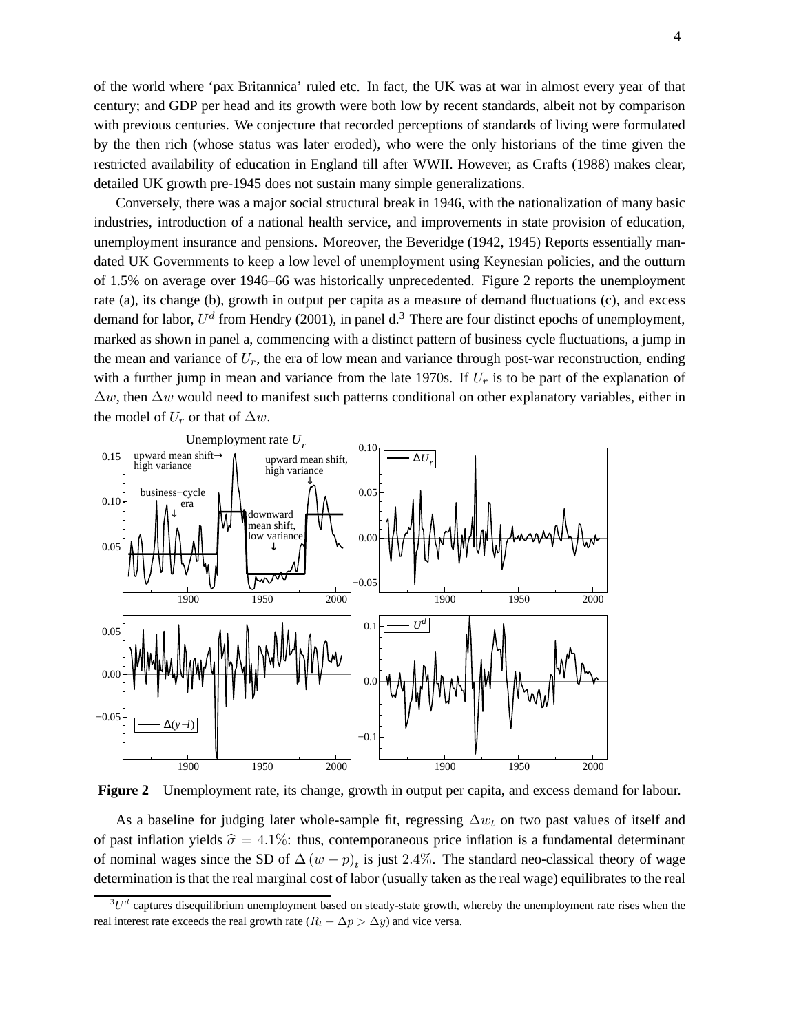of the world where 'pax Britannica' ruled etc. In fact, the UK was at war in almost every year of that century; and GDP per head and its growth were both low by recent standards, albeit not by comparison with previous centuries. We conjecture that recorded perceptions of standards of living were formulated by the then rich (whose status was later eroded), who were the only historians of the time given the restricted availability of education in England till after WWII. However, as Crafts (1988) makes clear, detailed UK growth pre-1945 does not sustain many simple generalizations.

Conversely, there was a major social structural break in 1946, with the nationalization of many basic industries, introduction of a national health service, and improvements in state provision of education, unemployment insurance and pensions. Moreover, the Beveridge (1942, 1945) Reports essentially mandated UK Governments to keep a low level of unemployment using Keynesian policies, and the outturn of 1.5% on average over 1946–66 was historically unprecedented. Figure 2 reports the unemployment rate (a), its change (b), growth in output per capita as a measure of demand fluctuations (c), and excess demand for labor, $U^d$ from Hendry (2001), in panel d.[3] There are four distinct epochs of unemployment, marked as shown in panel a, commencing with a distinct pattern of business cycle fluctuations, a jump in the mean and variance of $U_r$, the era of low mean and variance through post-war reconstruction, ending with a further jump in mean and variance from the late 1970s. If $U_r$ is to be part of the explanation of $\Delta w$, then $\Delta w$ would need to manifest such patterns conditional on other explanatory variables, either in the model of $U_r$ or that of $\Delta w$.

**Figure 2** Unemployment rate, its change, growth in output per capita, and excess demand for labour.

As a baseline for judging later whole-sample fit, regressing $\Delta w_t$ on two past values of itself and of past inflation yields $\widehat{\sigma} = 4.1\%$: thus, contemporaneous price inflation is a fundamental determinant of nominal wages since the SD of $\Delta (w-p)_t$ is just $2.4\%$. The standard neo-classical theory of wage determination is that the real marginal cost of labor (usually taken as the real wage) equilibrates to the real

[3] $U^d$ captures disequilibrium unemployment based on steady-state growth, whereby the unemployment rate rises when the real interest rate exceeds the real growth rate ($R_l - \Delta p > \Delta y$) and vice versa.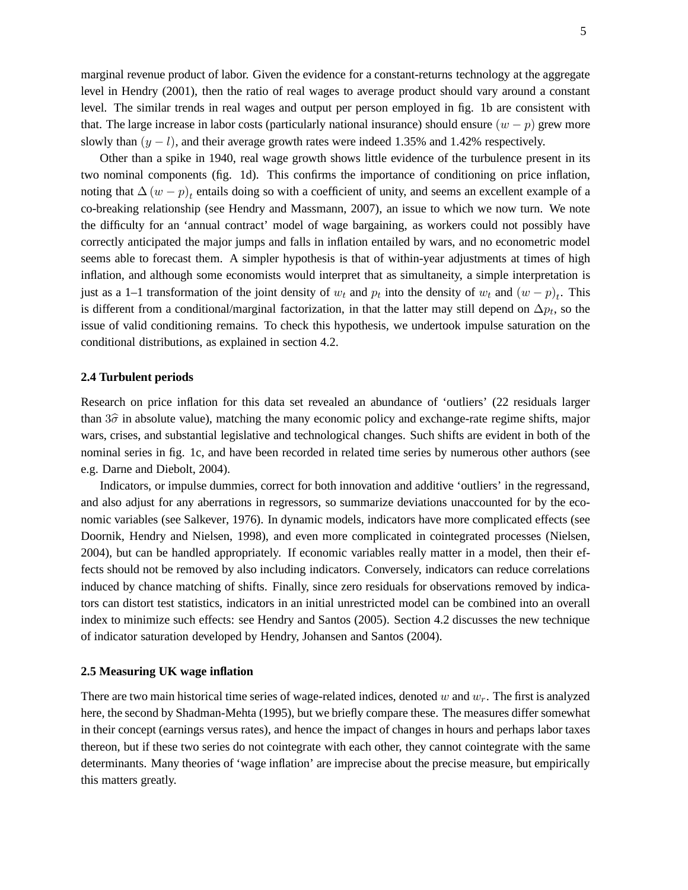marginal revenue product of labor. Given the evidence for a constant-returns technology at the aggregate level in Hendry (2001), then the ratio of real wages to average product should vary around a constant level. The similar trends in real wages and output per person employed in fig. 1b are consistent with that. The large increase in labor costs (particularly national insurance) should ensure $(w - p)$ grew more slowly than $(y - l)$, and their average growth rates were indeed 1.35% and 1.42% respectively.

Other than a spike in 1940, real wage growth shows little evidence of the turbulence present in its two nominal components (fig. 1d). This confirms the importance of conditioning on price inflation, noting that $\Delta (w - p)_t$ entails doing so with a coefficient of unity, and seems an excellent example of a co-breaking relationship (see Hendry and Massmann, 2007), an issue to which we now turn. We note the difficulty for an 'annual contract' model of wage bargaining, as workers could not possibly have correctly anticipated the major jumps and falls in inflation entailed by wars, and no econometric model seems able to forecast them. A simpler hypothesis is that of within-year adjustments at times of high inflation, and although some economists would interpret that as simultaneity, a simple interpretation is just as a 1–1 transformation of the joint density of $w_t$ and $p_t$ into the density of $w_t$ and $(w - p)_t$. This is different from a conditional/marginal factorization, in that the latter may still depend on $\Delta p_t$, so the issue of valid conditioning remains. To check this hypothesis, we undertook impulse saturation on the conditional distributions, as explained in section 4.2.

### 2.4 Turbulent periods

Research on price inflation for this data set revealed an abundance of 'outliers' (22 residuals larger than $3\widehat{\sigma}$ in absolute value), matching the many economic policy and exchange-rate regime shifts, major wars, crises, and substantial legislative and technological changes. Such shifts are evident in both of the nominal series in fig. 1c, and have been recorded in related time series by numerous other authors (see e.g. Darne and Diebolt, 2004).

Indicators, or impulse dummies, correct for both innovation and additive 'outliers' in the regressand, and also adjust for any aberrations in regressors, so summarize deviations unaccounted for by the economic variables (see Salkever, 1976). In dynamic models, indicators have more complicated effects (see Doornik, Hendry and Nielsen, 1998), and even more complicated in cointegrated processes (Nielsen, 2004), but can be handled appropriately. If economic variables really matter in a model, then their effects should not be removed by also including indicators. Conversely, indicators can reduce correlations induced by chance matching of shifts. Finally, since zero residuals for observations removed by indicators can distort test statistics, indicators in an initial unrestricted model can be combined into an overall index to minimize such effects: see Hendry and Santos (2005). Section 4.2 discusses the new technique of indicator saturation developed by Hendry, Johansen and Santos (2004).

### 2.5 Measuring UK wage inflation

There are two main historical time series of wage-related indices, denoted $w$ and $w_r$. The first is analyzed here, the second by Shadman-Mehta (1995), but we briefly compare these. The measures differ somewhat in their concept (earnings versus rates), and hence the impact of changes in hours and perhaps labor taxes thereon, but if these two series do not cointegrate with each other, they cannot cointegrate with the same determinants. Many theories of 'wage inflation' are imprecise about the precise measure, but empirically this matters greatly.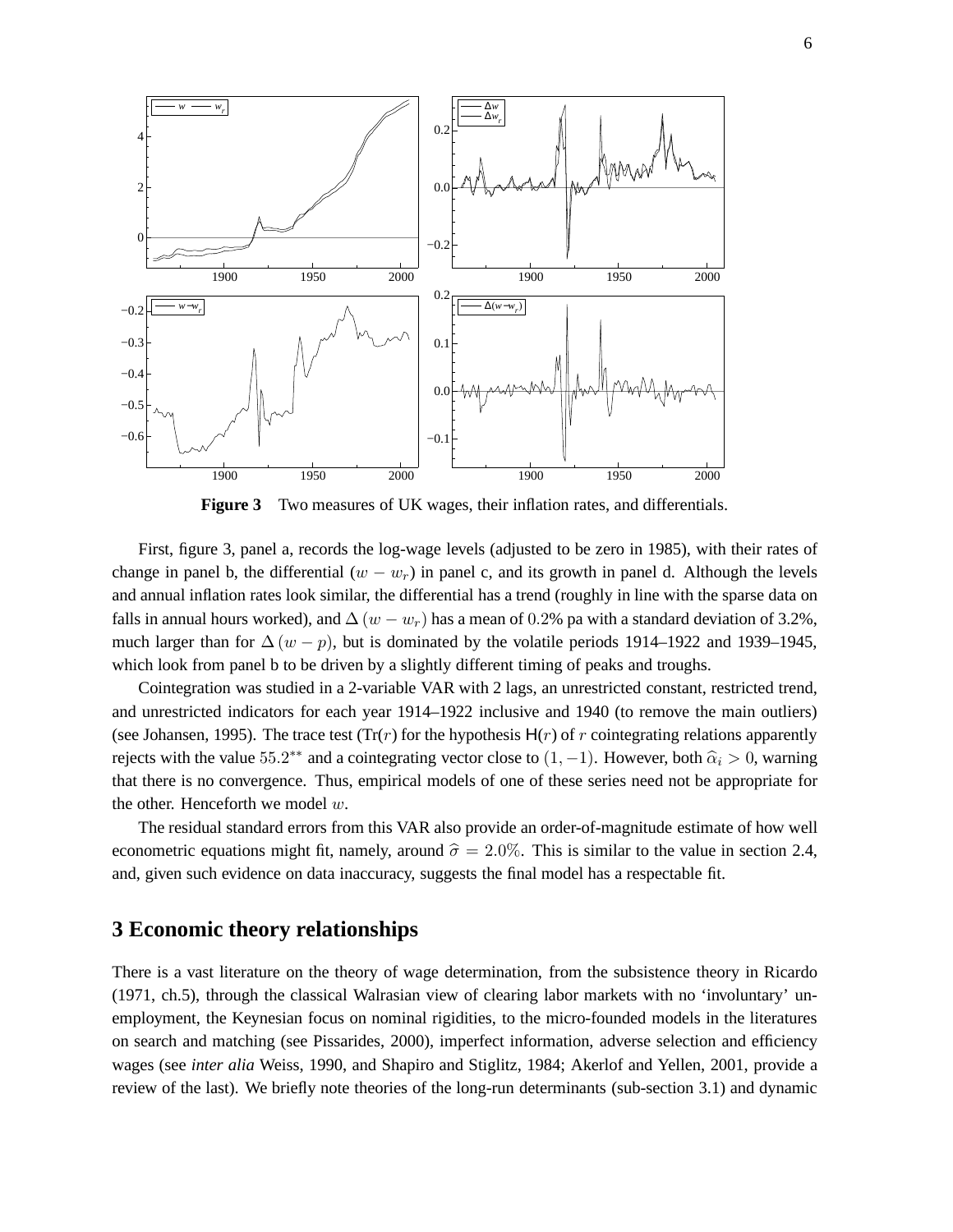**Figure 3** Two measures of UK wages, their inflation rates, and differentials.

First, figure 3, panel a, records the log-wage levels (adjusted to be zero in 1985), with their rates of change in panel b, the differential $(w - w_r)$ in panel c, and its growth in panel d. Although the levels and annual inflation rates look similar, the differential has a trend (roughly in line with the sparse data on falls in annual hours worked), and $\Delta(w - w_r)$ has a mean of $0.2$% pa with a standard deviation of 3.2%, much larger than for $\Delta(w - p)$, but is dominated by the volatile periods 1914–1922 and 1939–1945, which look from panel b to be driven by a slightly different timing of peaks and troughs.

Cointegration was studied in a 2-variable VAR with 2 lags, an unrestricted constant, restricted trend, and unrestricted indicators for each year 1914–1922 inclusive and 1940 (to remove the main outliers) (see Johansen, 1995). The trace test (Tr($r$) for the hypothesis $\mathsf{H}(r)$ of $r$ cointegrating relations apparently rejects with the value $55.2^{**}$ and a cointegrating vector close to $(1, -1)$. However, both $\widehat{\alpha}_i > 0$, warning that there is no convergence. Thus, empirical models of one of these series need not be appropriate for the other. Henceforth we model $w$.

The residual standard errors from this VAR also provide an order-of-magnitude estimate of how well econometric equations might fit, namely, around $\widehat{\sigma} = 2.0\%$. This is similar to the value in section 2.4, and, given such evidence on data inaccuracy, suggests the final model has a respectable fit.

# 3 Economic theory relationships

There is a vast literature on the theory of wage determination, from the subsistence theory in Ricardo (1971, ch.5), through the classical Walrasian view of clearing labor markets with no 'involuntary' unemployment, the Keynesian focus on nominal rigidities, to the micro-founded models in the literatures on search and matching (see Pissarides, 2000), imperfect information, adverse selection and efficiency wages (see *inter alia* Weiss, 1990, and Shapiro and Stiglitz, 1984; Akerlof and Yellen, 2001, provide a review of the last). We briefly note theories of the long-run determinants (sub-section 3.1) and dynamic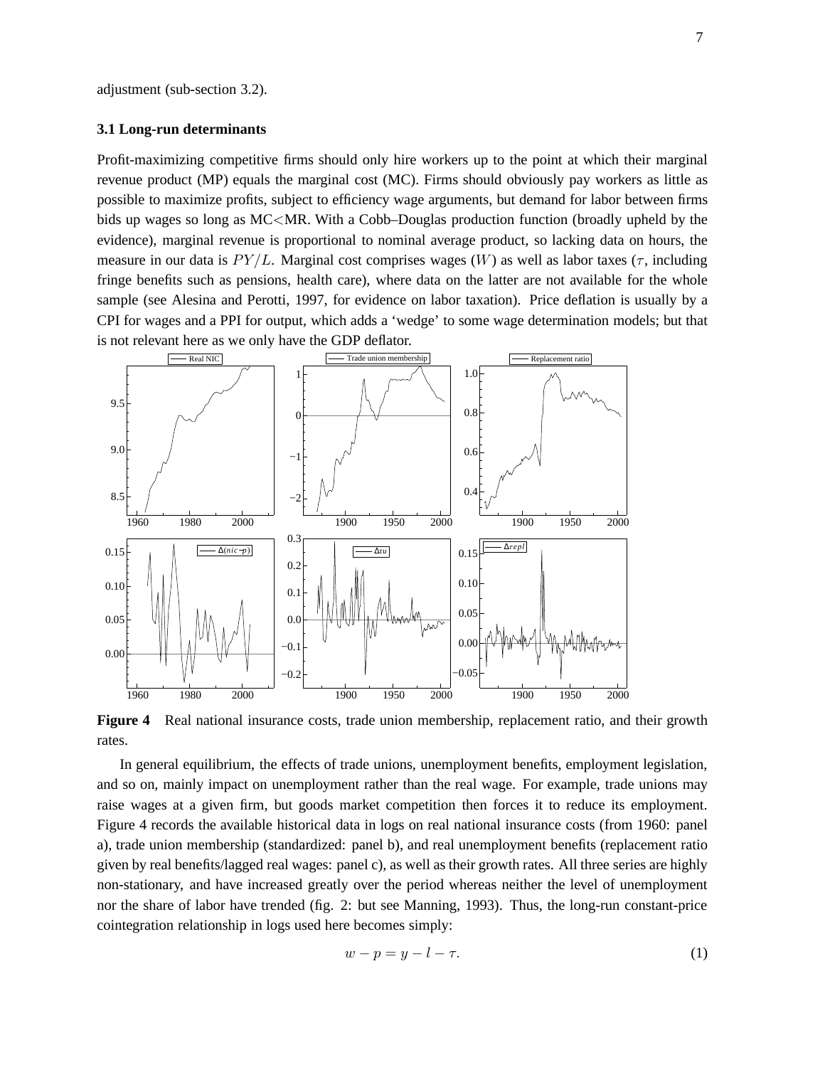adjustment (sub-section 3.2).

### 3.1 Long-run determinants

Profit-maximizing competitive firms should only hire workers up to the point at which their marginal revenue product (MP) equals the marginal cost (MC). Firms should obviously pay workers as little as possible to maximize profits, subject to efficiency wage arguments, but demand for labor between firms bids up wages so long as MC<MR. With a Cobb–Douglas production function (broadly upheld by the evidence), marginal revenue is proportional to nominal average product, so lacking data on hours, the measure in our data is $PY/L$. Marginal cost comprises wages ($W$) as well as labor taxes ($\tau$, including fringe benefits such as pensions, health care), where data on the latter are not available for the whole sample (see Alesina and Perotti, 1997, for evidence on labor taxation). Price deflation is usually by a CPI for wages and a PPI for output, which adds a 'wedge' to some wage determination models; but that is not relevant here as we only have the GDP deflator.

**Figure 4** Real national insurance costs, trade union membership, replacement ratio, and their growth rates.

In general equilibrium, the effects of trade unions, unemployment benefits, employment legislation, and so on, mainly impact on unemployment rather than the real wage. For example, trade unions may raise wages at a given firm, but goods market competition then forces it to reduce its employment. Figure 4 records the available historical data in logs on real national insurance costs (from 1960: panel a), trade union membership (standardized: panel b), and real unemployment benefits (replacement ratio given by real benefits/lagged real wages: panel c), as well as their growth rates. All three series are highly non-stationary, and have increased greatly over the period whereas neither the level of unemployment nor the share of labor have trended (fig. 2: but see Manning, 1993). Thus, the long-run constant-price cointegration relationship in logs used here becomes simply:

$$w - p = y - l - \tau. \tag{1}$$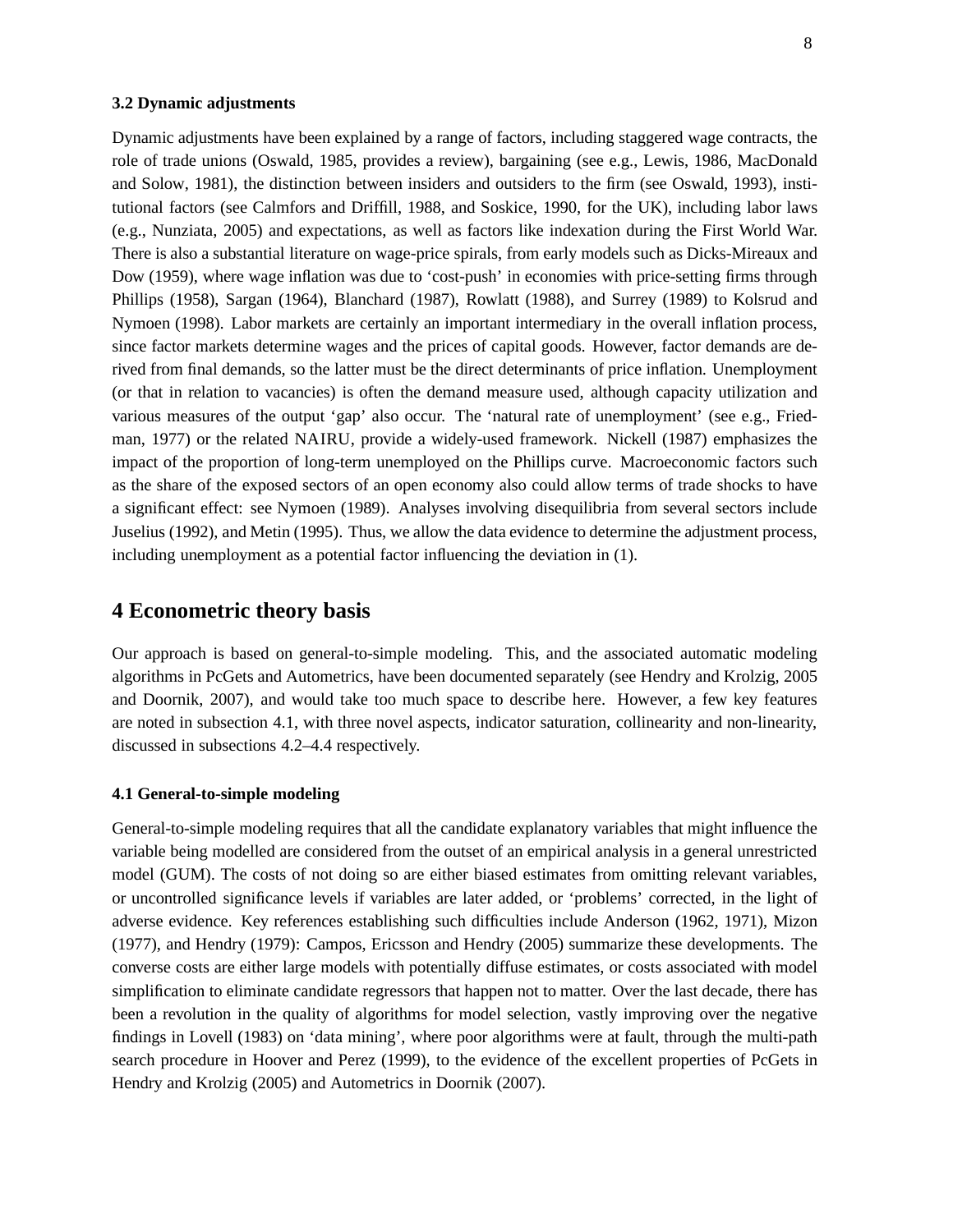### 3.2 Dynamic adjustments

Dynamic adjustments have been explained by a range of factors, including staggered wage contracts, the role of trade unions (Oswald, 1985, provides a review), bargaining (see e.g., Lewis, 1986, MacDonald and Solow, 1981), the distinction between insiders and outsiders to the firm (see Oswald, 1993), institutional factors (see Calmfors and Driffill, 1988, and Soskice, 1990, for the UK), including labor laws (e.g., Nunziata, 2005) and expectations, as well as factors like indexation during the First World War. There is also a substantial literature on wage-price spirals, from early models such as Dicks-Mireaux and Dow (1959), where wage inflation was due to 'cost-push' in economies with price-setting firms through Phillips (1958), Sargan (1964), Blanchard (1987), Rowlatt (1988), and Surrey (1989) to Kolsrud and Nymoen (1998). Labor markets are certainly an important intermediary in the overall inflation process, since factor markets determine wages and the prices of capital goods. However, factor demands are derived from final demands, so the latter must be the direct determinants of price inflation. Unemployment (or that in relation to vacancies) is often the demand measure used, although capacity utilization and various measures of the output 'gap' also occur. The 'natural rate of unemployment' (see e.g., Friedman, 1977) or the related NAIRU, provide a widely-used framework. Nickell (1987) emphasizes the impact of the proportion of long-term unemployed on the Phillips curve. Macroeconomic factors such as the share of the exposed sectors of an open economy also could allow terms of trade shocks to have a significant effect: see Nymoen (1989). Analyses involving disequilibria from several sectors include Juselius (1992), and Metin (1995). Thus, we allow the data evidence to determine the adjustment process, including unemployment as a potential factor influencing the deviation in (1).

## 4 Econometric theory basis

Our approach is based on general-to-simple modeling. This, and the associated automatic modeling algorithms in PcGets and Autometrics, have been documented separately (see Hendry and Krolzig, 2005 and Doornik, 2007), and would take too much space to describe here. However, a few key features are noted in subsection 4.1, with three novel aspects, indicator saturation, collinearity and non-linearity, discussed in subsections 4.2–4.4 respectively.

### 4.1 General-to-simple modeling

General-to-simple modeling requires that all the candidate explanatory variables that might influence the variable being modelled are considered from the outset of an empirical analysis in a general unrestricted model (GUM). The costs of not doing so are either biased estimates from omitting relevant variables, or uncontrolled significance levels if variables are later added, or 'problems' corrected, in the light of adverse evidence. Key references establishing such difficulties include Anderson (1962, 1971), Mizon (1977), and Hendry (1979): Campos, Ericsson and Hendry (2005) summarize these developments. The converse costs are either large models with potentially diffuse estimates, or costs associated with model simplification to eliminate candidate regressors that happen not to matter. Over the last decade, there has been a revolution in the quality of algorithms for model selection, vastly improving over the negative findings in Lovell (1983) on 'data mining', where poor algorithms were at fault, through the multi-path search procedure in Hoover and Perez (1999), to the evidence of the excellent properties of PcGets in Hendry and Krolzig (2005) and Autometrics in Doornik (2007).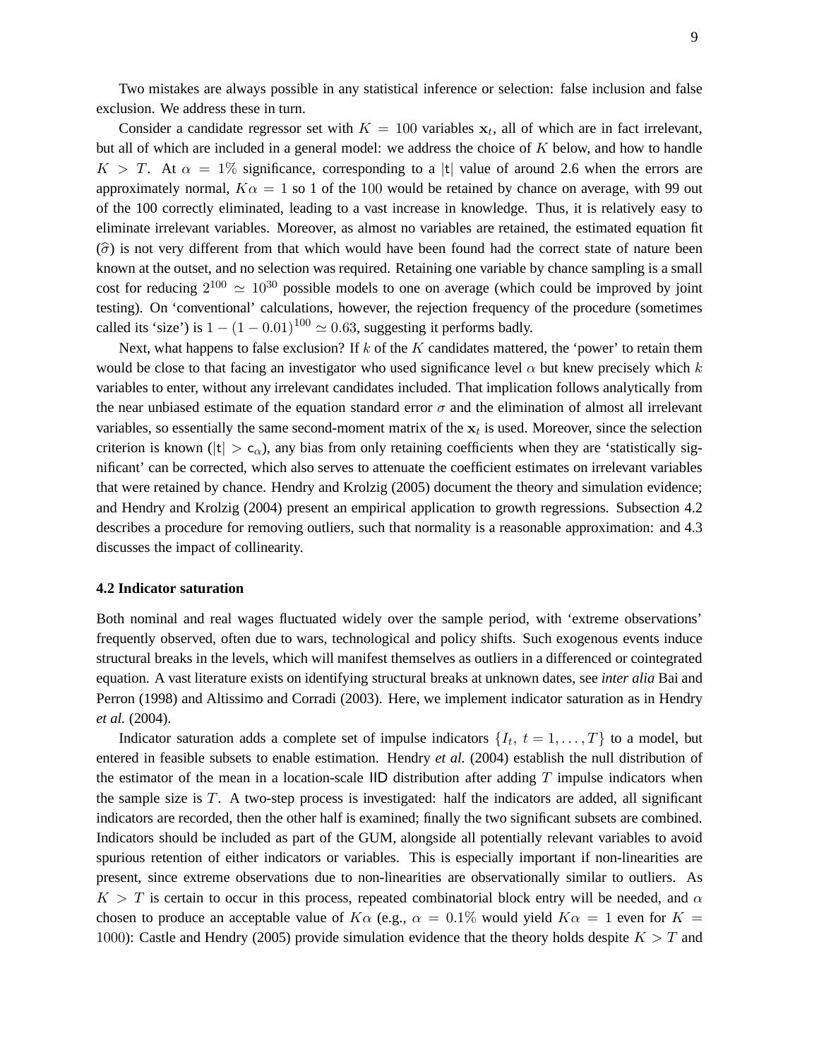Two mistakes are always possible in any statistical inference or selection: false inclusion and false exclusion. We address these in turn.

Consider a candidate regressor set with $K = 100$ variables $\mathbf{x}_t$, all of which are in fact irrelevant, but all of which are included in a general model: we address the choice of $K$ below, and how to handle $K > T$. At $\alpha = 1\%$ significance, corresponding to a $|\mathsf{t}|$ value of around 2.6 when the errors are approximately normal, $K\alpha = 1$ so 1 of the 100 would be retained by chance on average, with 99 out of the 100 correctly eliminated, leading to a vast increase in knowledge. Thus, it is relatively easy to eliminate irrelevant variables. Moreover, as almost no variables are retained, the estimated equation fit ($\widehat{\sigma}$) is not very different from that which would have been found had the correct state of nature been known at the outset, and no selection was required. Retaining one variable by chance sampling is a small cost for reducing $2^{100} \simeq 10^{30}$ possible models to one on average (which could be improved by joint testing). On 'conventional' calculations, however, the rejection frequency of the procedure (sometimes called its 'size') is $1 - (1 - 0.01)^{100} \simeq 0.63$, suggesting it performs badly.

Next, what happens to false exclusion? If $k$ of the $K$ candidates mattered, the 'power' to retain them would be close to that facing an investigator who used significance level $\alpha$ but knew precisely which $k$ variables to enter, without any irrelevant candidates included. That implication follows analytically from the near unbiased estimate of the equation standard error $\sigma$ and the elimination of almost all irrelevant variables, so essentially the same second-moment matrix of the $\mathbf{x}_t$ is used. Moreover, since the selection criterion is known ($|\mathsf{t}| > \mathsf{c}_\alpha$), any bias from only retaining coefficients when they are 'statistically significant' can be corrected, which also serves to attenuate the coefficient estimates on irrelevant variables that were retained by chance. Hendry and Krolzig (2005) document the theory and simulation evidence; and Hendry and Krolzig (2004) present an empirical application to growth regressions. Subsection 4.2 describes a procedure for removing outliers, such that normality is a reasonable approximation: and 4.3 discusses the impact of collinearity.

### 4.2 Indicator saturation

Both nominal and real wages fluctuated widely over the sample period, with 'extreme observations' frequently observed, often due to wars, technological and policy shifts. Such exogenous events induce structural breaks in the levels, which will manifest themselves as outliers in a differenced or cointegrated equation. A vast literature exists on identifying structural breaks at unknown dates, see *inter alia* Bai and Perron (1998) and Altissimo and Corradi (2003). Here, we implement indicator saturation as in Hendry *et al.* (2004).

Indicator saturation adds a complete set of impulse indicators $\{I_t,\ t = 1, \ldots, T\}$ to a model, but entered in feasible subsets to enable estimation. Hendry *et al.* (2004) establish the null distribution of the estimator of the mean in a location-scale $\mathsf{IID}$ distribution after adding $T$ impulse indicators when the sample size is $T$. A two-step process is investigated: half the indicators are added, all significant indicators are recorded, then the other half is examined; finally the two significant subsets are combined. Indicators should be included as part of the GUM, alongside all potentially relevant variables to avoid spurious retention of either indicators or variables. This is especially important if non-linearities are present, since extreme observations due to non-linearities are observationally similar to outliers. As $K > T$ is certain to occur in this process, repeated combinatorial block entry will be needed, and $\alpha$ chosen to produce an acceptable value of $K\alpha$ (e.g., $\alpha = 0.1\%$ would yield $K\alpha = 1$ even for $K = 1000$): Castle and Hendry (2005) provide simulation evidence that the theory holds despite $K > T$ and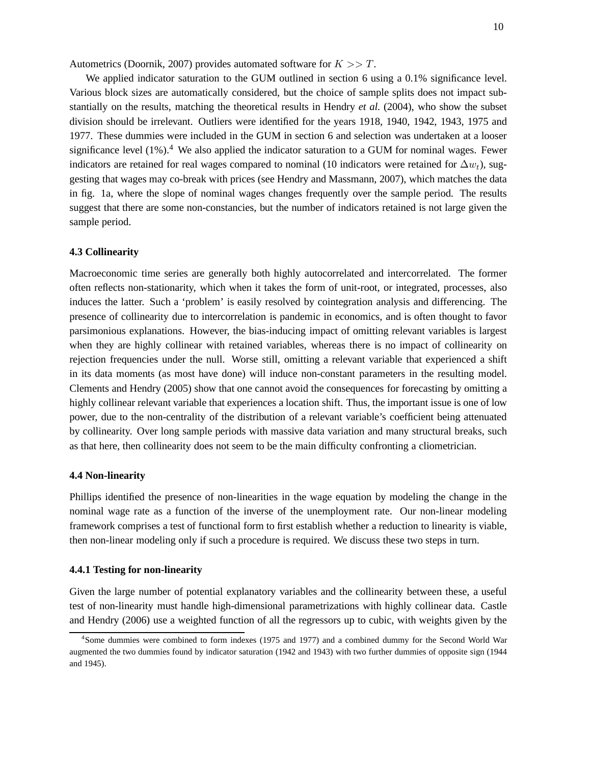Autometrics (Doornik, 2007) provides automated software for $K >> T$.

We applied indicator saturation to the GUM outlined in section 6 using a 0.1% significance level. Various block sizes are automatically considered, but the choice of sample splits does not impact substantially on the results, matching the theoretical results in Hendry *et al.* (2004), who show the subset division should be irrelevant. Outliers were identified for the years 1918, 1940, 1942, 1943, 1975 and 1977. These dummies were included in the GUM in section 6 and selection was undertaken at a looser significance level (1%).[4] We also applied the indicator saturation to a GUM for nominal wages. Fewer indicators are retained for real wages compared to nominal (10 indicators were retained for $\Delta w_t$), suggesting that wages may co-break with prices (see Hendry and Massmann, 2007), which matches the data in fig. 1a, where the slope of nominal wages changes frequently over the sample period. The results suggest that there are some non-constancies, but the number of indicators retained is not large given the sample period.

### 4.3 Collinearity

Macroeconomic time series are generally both highly autocorrelated and intercorrelated. The former often reflects non-stationarity, which when it takes the form of unit-root, or integrated, processes, also induces the latter. Such a 'problem' is easily resolved by cointegration analysis and differencing. The presence of collinearity due to intercorrelation is pandemic in economics, and is often thought to favor parsimonious explanations. However, the bias-inducing impact of omitting relevant variables is largest when they are highly collinear with retained variables, whereas there is no impact of collinearity on rejection frequencies under the null. Worse still, omitting a relevant variable that experienced a shift in its data moments (as most have done) will induce non-constant parameters in the resulting model. Clements and Hendry (2005) show that one cannot avoid the consequences for forecasting by omitting a highly collinear relevant variable that experiences a location shift. Thus, the important issue is one of low power, due to the non-centrality of the distribution of a relevant variable's coefficient being attenuated by collinearity. Over long sample periods with massive data variation and many structural breaks, such as that here, then collinearity does not seem to be the main difficulty confronting a cliometrician.

### 4.4 Non-linearity

Phillips identified the presence of non-linearities in the wage equation by modeling the change in the nominal wage rate as a function of the inverse of the unemployment rate. Our non-linear modeling framework comprises a test of functional form to first establish whether a reduction to linearity is viable, then non-linear modeling only if such a procedure is required. We discuss these two steps in turn.

#### 4.4.1 Testing for non-linearity

Given the large number of potential explanatory variables and the collinearity between these, a useful test of non-linearity must handle high-dimensional parametrizations with highly collinear data. Castle and Hendry (2006) use a weighted function of all the regressors up to cubic, with weights given by the

[4] Some dummies were combined to form indexes (1975 and 1977) and a combined dummy for the Second World War augmented the two dummies found by indicator saturation (1942 and 1943) with two further dummies of opposite sign (1944 and 1945).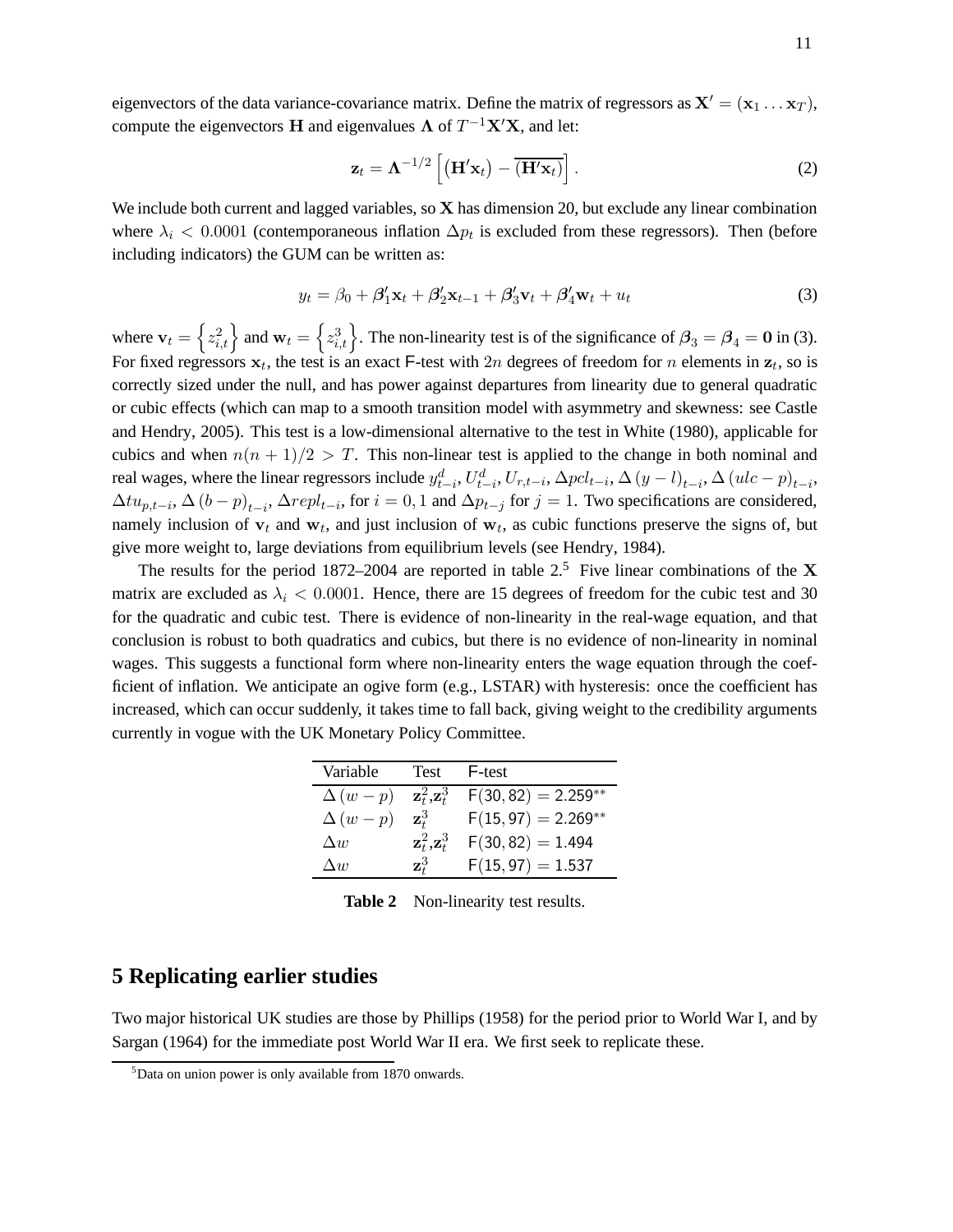eigenvectors of the data variance-covariance matrix. Define the matrix of regressors as $\mathbf{X}' = (\mathbf{x}_1 \ldots \mathbf{x}_T)$, compute the eigenvectors $\mathbf{H}$ and eigenvalues $\mathbf{\Lambda}$ of $T^{-1}\mathbf{X}'\mathbf{X}$, and let:

$$\mathbf{z}_t = \mathbf{\Lambda}^{-1/2}\left[\left(\mathbf{H}'\mathbf{x}_t\right) - \overline{\left(\mathbf{H}'\mathbf{x}_t\right)}\right]. \tag{2}$$

We include both current and lagged variables, so $\mathbf{X}$ has dimension 20, but exclude any linear combination where $\lambda_i < 0.0001$ (contemporaneous inflation $\Delta p_t$ is excluded from these regressors). Then (before including indicators) the GUM can be written as:

$$y_t = \beta_0 + \boldsymbol{\beta}_1'\mathbf{x}_t + \boldsymbol{\beta}_2'\mathbf{x}_{t-1} + \boldsymbol{\beta}_3'\mathbf{v}_t + \boldsymbol{\beta}_4'\mathbf{w}_t + u_t \tag{3}$$

where $\mathbf{v}_t = \left\{z_{i,t}^2\right\}$ and $\mathbf{w}_t = \left\{z_{i,t}^3\right\}$. The non-linearity test is of the significance of $\boldsymbol{\beta}_3 = \boldsymbol{\beta}_4 = \mathbf{0}$ in (3). For fixed regressors $\mathbf{x}_t$, the test is an exact F-test with $2n$ degrees of freedom for $n$ elements in $\mathbf{z}_t$, so is correctly sized under the null, and has power against departures from linearity due to general quadratic or cubic effects (which can map to a smooth transition model with asymmetry and skewness: see Castle and Hendry, 2005). This test is a low-dimensional alternative to the test in White (1980), applicable for cubics and when $n(n+1)/2 > T$. This non-linear test is applied to the change in both nominal and real wages, where the linear regressors include $y_{t-i}^d$, $U_{t-i}^d$, $U_{r,t-i}$, $\Delta pcl_{t-i}$, $\Delta(y-l)_{t-i}$, $\Delta(ulc-p)_{t-i}$, $\Delta tu_{p,t-i}$, $\Delta(b-p)_{t-i}$, $\Delta repl_{t-i}$, for $i = 0, 1$ and $\Delta p_{t-j}$ for $j = 1$. Two specifications are considered, namely inclusion of $\mathbf{v}_t$ and $\mathbf{w}_t$, and just inclusion of $\mathbf{w}_t$, as cubic functions preserve the signs of, but give more weight to, large deviations from equilibrium levels (see Hendry, 1984).

The results for the period 1872–2004 are reported in table 2.[5] Five linear combinations of the $\mathbf{X}$ matrix are excluded as $\lambda_i < 0.0001$. Hence, there are 15 degrees of freedom for the cubic test and 30 for the quadratic and cubic test. There is evidence of non-linearity in the real-wage equation, and that conclusion is robust to both quadratics and cubics, but there is no evidence of non-linearity in nominal wages. This suggests a functional form where non-linearity enters the wage equation through the coefficient of inflation. We anticipate an ogive form (e.g., LSTAR) with hysteresis: once the coefficient has increased, which can occur suddenly, it takes time to fall back, giving weight to the credibility arguments currently in vogue with the UK Monetary Policy Committee.

| Variable | Test | F-test |
|---|---|---|
| $\Delta(w-p)$ | $\mathbf{z}_t^2,\mathbf{z}_t^3$ | $\mathsf{F}(30,82) = 2.259^{**}$ |
| $\Delta(w-p)$ | $\mathbf{z}_t^3$ | $\mathsf{F}(15,97) = 2.269^{**}$ |
| $\Delta w$ | $\mathbf{z}_t^2,\mathbf{z}_t^3$ | $\mathsf{F}(30,82) = 1.494$ |
| $\Delta w$ | $\mathbf{z}_t^3$ | $\mathsf{F}(15,97) = 1.537$ |

**Table 2** Non-linearity test results.

## 5 Replicating earlier studies

Two major historical UK studies are those by Phillips (1958) for the period prior to World War I, and by Sargan (1964) for the immediate post World War II era. We first seek to replicate these.

[5] Data on union power is only available from 1870 onwards.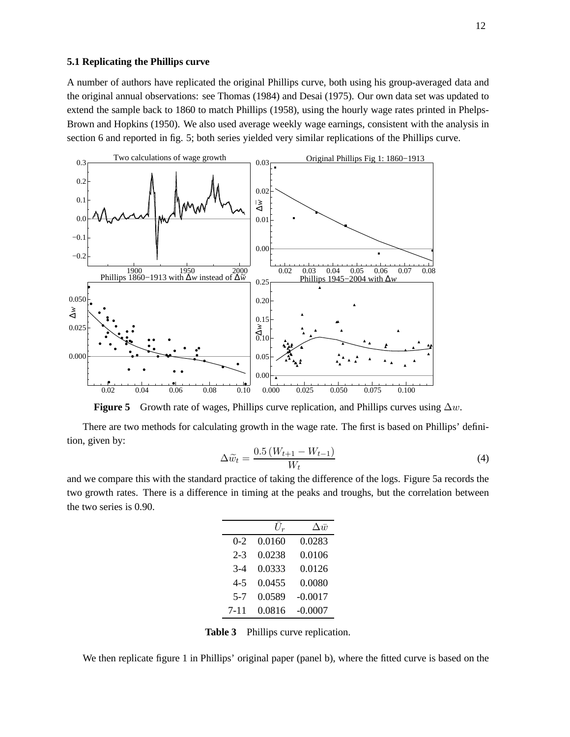### 5.1 Replicating the Phillips curve

A number of authors have replicated the original Phillips curve, both using his group-averaged data and the original annual observations: see Thomas (1984) and Desai (1975). Our own data set was updated to extend the sample back to 1860 to match Phillips (1958), using the hourly wage rates printed in Phelps-Brown and Hopkins (1950). We also used average weekly wage earnings, consistent with the analysis in section 6 and reported in fig. 5; both series yielded very similar replications of the Phillips curve.

**Figure 5** Growth rate of wages, Phillips curve replication, and Phillips curves using $\Delta w$.

There are two methods for calculating growth in the wage rate. The first is based on Phillips' definition, given by:

$$\Delta \widetilde{w}_t = \frac{0.5\,(W_{t+1} - W_{t-1})}{W_t} \tag{4}$$

and we compare this with the standard practice of taking the difference of the logs. Figure 5a records the two growth rates. There is a difference in timing at the peaks and troughs, but the correlation between the two series is 0.90.

| | $\bar{U}_r$ | $\Delta \bar{w}$ |
|---|---|---|
| 0-2 | 0.0160 | 0.0283 |
| 2-3 | 0.0238 | 0.0106 |
| 3-4 | 0.0333 | 0.0126 |
| 4-5 | 0.0455 | 0.0080 |
| 5-7 | 0.0589 | -0.0017 |
| 7-11 | 0.0816 | -0.0007 |

**Table 3** Phillips curve replication.

We then replicate figure 1 in Phillips' original paper (panel b), where the fitted curve is based on the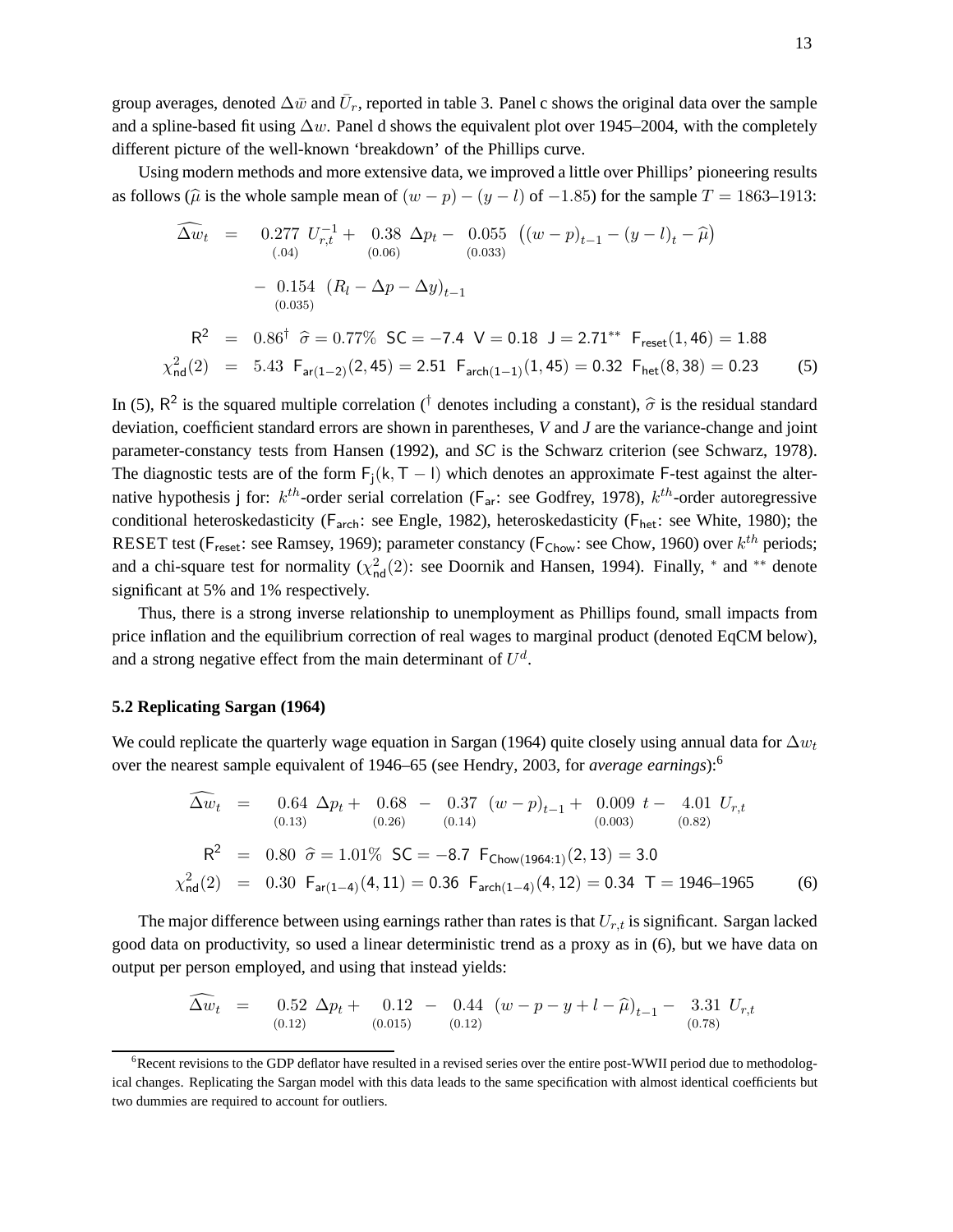group averages, denoted $\Delta\bar{w}$ and $\bar{U}_r$, reported in table 3. Panel c shows the original data over the sample and a spline-based fit using $\Delta w$. Panel d shows the equivalent plot over 1945–2004, with the completely different picture of the well-known 'breakdown' of the Phillips curve.

Using modern methods and more extensive data, we improved a little over Phillips' pioneering results as follows ($\widehat{\mu}$ is the whole sample mean of $(w-p)-(y-l)$ of $-1.85$) for the sample $T = 1863$–$1913$:

$$
\begin{aligned}
\widehat{\Delta w_t} &= \underset{(.04)}{0.277}\ U_{r,t}^{-1} + \underset{(0.06)}{0.38}\ \Delta p_t - \underset{(0.033)}{0.055}\ \left((w-p)_{t-1} - (y-l)_t - \widehat{\mu}\right) \\
&\quad - \underset{(0.035)}{0.154}\ \left(R_l - \Delta p - \Delta y\right)_{t-1} \\
\mathsf{R}^2 &= 0.86^{\dagger}\ \ \widehat{\sigma} = 0.77\%\ \ \mathsf{SC} = -7.4\ \ \mathsf{V} = 0.18\ \ \mathsf{J} = 2.71^{**}\ \ \mathsf{F}_{\mathsf{reset}}(1,46) = 1.88 \\
\chi^2_{\mathsf{nd}}(2) &= 5.43\ \ \mathsf{F}_{\mathsf{ar}(1-2)}(2,45) = 2.51\ \ \mathsf{F}_{\mathsf{arch}(1-1)}(1,45) = 0.32\ \ \mathsf{F}_{\mathsf{het}}(8,38) = 0.23 \qquad (5)
\end{aligned}
$$

In (5), $\mathsf{R}^2$ is the squared multiple correlation ($^{\dagger}$ denotes including a constant), $\widehat{\sigma}$ is the residual standard deviation, coefficient standard errors are shown in parentheses, *V* and *J* are the variance-change and joint parameter-constancy tests from Hansen (1992), and *SC* is the Schwarz criterion (see Schwarz, 1978). The diagnostic tests are of the form $\mathsf{F}_{\mathsf{j}}(\mathsf{k}, \mathsf{T}-\mathsf{l})$ which denotes an approximate F-test against the alternative hypothesis j for: $k^{th}$-order serial correlation ($\mathsf{F}_{\mathsf{ar}}$: see Godfrey, 1978), $k^{th}$-order autoregressive conditional heteroskedasticity ($\mathsf{F}_{\mathsf{arch}}$: see Engle, 1982), heteroskedasticity ($\mathsf{F}_{\mathsf{het}}$: see White, 1980); the RESET test ($\mathsf{F}_{\mathsf{reset}}$: see Ramsey, 1969); parameter constancy ($\mathsf{F}_{\mathsf{Chow}}$: see Chow, 1960) over $k^{th}$ periods; and a chi-square test for normality ($\chi^2_{\mathsf{nd}}(2)$: see Doornik and Hansen, 1994). Finally, $^*$ and $^{**}$ denote significant at 5% and 1% respectively.

Thus, there is a strong inverse relationship to unemployment as Phillips found, small impacts from price inflation and the equilibrium correction of real wages to marginal product (denoted EqCM below), and a strong negative effect from the main determinant of $U^d$.

### 5.2 Replicating Sargan (1964)

We could replicate the quarterly wage equation in Sargan (1964) quite closely using annual data for $\Delta w_t$ over the nearest sample equivalent of 1946–65 (see Hendry, 2003, for *average earnings*):[6]

$$
\begin{aligned}
\widehat{\Delta w_t} &= \underset{(0.13)}{0.64}\ \Delta p_t + \underset{(0.26)}{0.68} - \underset{(0.14)}{0.37}\ (w-p)_{t-1} + \underset{(0.003)}{0.009}\ t - \underset{(0.82)}{4.01}\ U_{r,t} \\
\mathsf{R}^2 &= 0.80\ \ \widehat{\sigma} = 1.01\%\ \ \mathsf{SC} = -8.7\ \ \mathsf{F}_{\mathsf{Chow}(1964:1)}(2,13) = 3.0 \\
\chi^2_{\mathsf{nd}}(2) &= 0.30\ \ \mathsf{F}_{\mathsf{ar}(1-4)}(4,11) = 0.36\ \ \mathsf{F}_{\mathsf{arch}(1-4)}(4,12) = 0.34\ \ \mathsf{T} = 1946\text{–}1965 \qquad (6)
\end{aligned}
$$

The major difference between using earnings rather than rates is that $U_{r,t}$ is significant. Sargan lacked good data on productivity, so used a linear deterministic trend as a proxy as in (6), but we have data on output per person employed, and using that instead yields:

$$
\widehat{\Delta w_t} = \underset{(0.12)}{0.52}\ \Delta p_t + \underset{(0.015)}{0.12} - \underset{(0.12)}{0.44}\ (w-p-y+l-\widehat{\mu})_{t-1} - \underset{(0.78)}{3.31}\ U_{r,t}
$$

[6] Recent revisions to the GDP deflator have resulted in a revised series over the entire post-WWII period due to methodological changes. Replicating the Sargan model with this data leads to the same specification with almost identical coefficients but two dummies are required to account for outliers.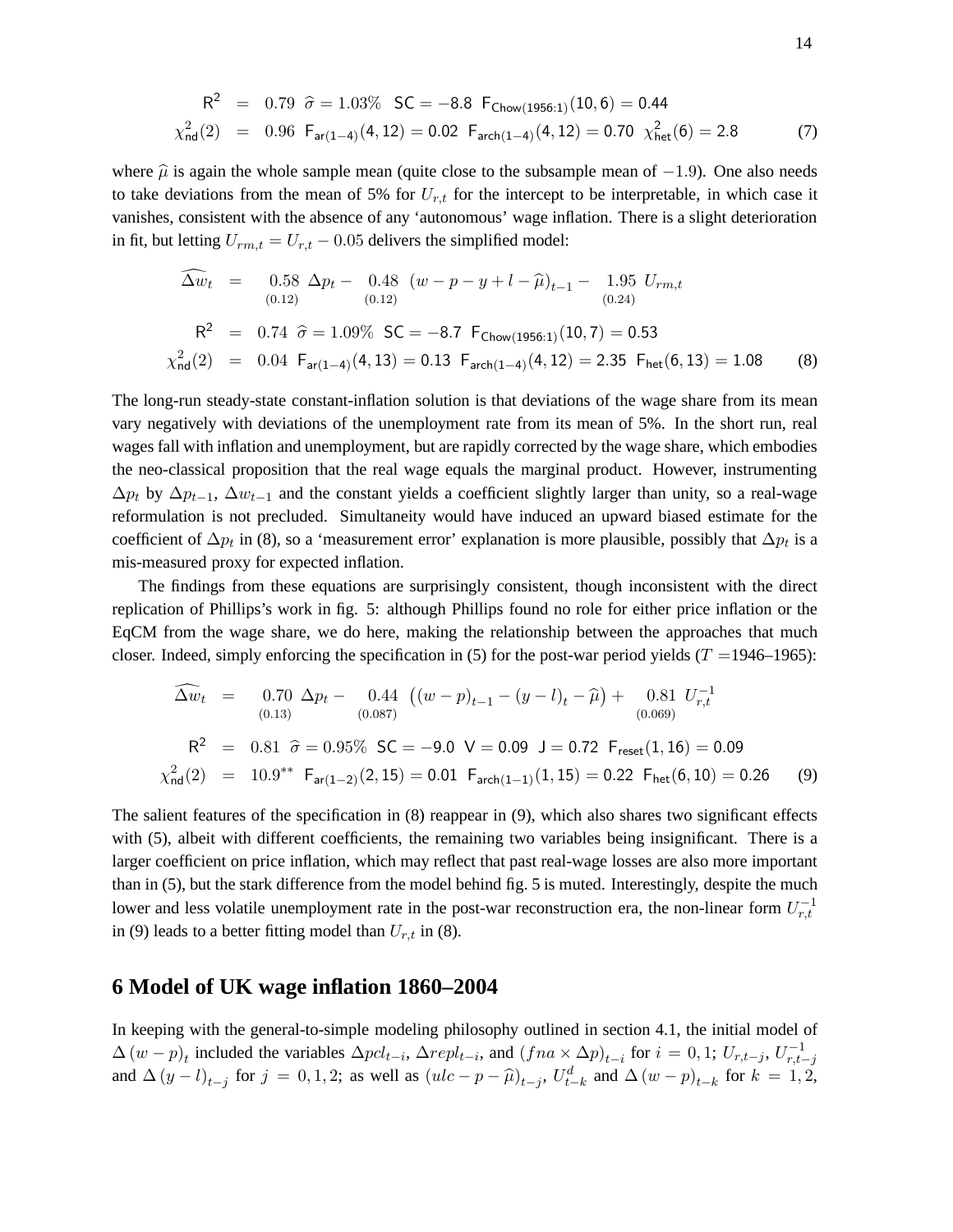$$
\begin{aligned}
\mathsf{R}^2 &= 0.79 \;\; \widehat{\sigma} = 1.03\% \;\; \mathsf{SC} = -8.8 \;\; \mathsf{F}_{\mathsf{Chow}(1956{:}1)}(10,6) = 0.44 \\
\chi^2_{\mathsf{nd}}(2) &= 0.96 \;\; \mathsf{F}_{\mathsf{ar}(1-4)}(4,12) = 0.02 \;\; \mathsf{F}_{\mathsf{arch}(1-4)}(4,12) = 0.70 \;\; \chi^2_{\mathsf{het}}(6) = 2.8 \qquad (7)
\end{aligned}
$$

where $\widehat{\mu}$ is again the whole sample mean (quite close to the subsample mean of $-1.9$). One also needs to take deviations from the mean of 5% for $U_{r,t}$ for the intercept to be interpretable, in which case it vanishes, consistent with the absence of any 'autonomous' wage inflation. There is a slight deterioration in fit, but letting $U_{rm,t} = U_{r,t} - 0.05$ delivers the simplified model:

$$
\begin{aligned}
\widehat{\Delta w}_t &= \underset{(0.12)}{0.58}\ \Delta p_t - \underset{(0.12)}{0.48}\ (w - p - y + l - \widehat{\mu})_{t-1} - \underset{(0.24)}{1.95}\ U_{rm,t} \\
\mathsf{R}^2 &= 0.74 \;\; \widehat{\sigma} = 1.09\% \;\; \mathsf{SC} = -8.7 \;\; \mathsf{F}_{\mathsf{Chow}(1956{:}1)}(10,7) = 0.53 \\
\chi^2_{\mathsf{nd}}(2) &= 0.04 \;\; \mathsf{F}_{\mathsf{ar}(1-4)}(4,13) = 0.13 \;\; \mathsf{F}_{\mathsf{arch}(1-4)}(4,12) = 2.35 \;\; \mathsf{F}_{\mathsf{het}}(6,13) = 1.08 \qquad (8)
\end{aligned}
$$

The long-run steady-state constant-inflation solution is that deviations of the wage share from its mean vary negatively with deviations of the unemployment rate from its mean of 5%. In the short run, real wages fall with inflation and unemployment, but are rapidly corrected by the wage share, which embodies the neo-classical proposition that the real wage equals the marginal product. However, instrumenting $\Delta p_t$ by $\Delta p_{t-1}$, $\Delta w_{t-1}$ and the constant yields a coefficient slightly larger than unity, so a real-wage reformulation is not precluded. Simultaneity would have induced an upward biased estimate for the coefficient of $\Delta p_t$ in (8), so a 'measurement error' explanation is more plausible, possibly that $\Delta p_t$ is a mis-measured proxy for expected inflation.

The findings from these equations are surprisingly consistent, though inconsistent with the direct replication of Phillips's work in fig. 5: although Phillips found no role for either price inflation or the EqCM from the wage share, we do here, making the relationship between the approaches that much closer. Indeed, simply enforcing the specification in (5) for the post-war period yields ($T$ =1946–1965):

$$
\begin{aligned}
\widehat{\Delta w}_t &= \underset{(0.13)}{0.70}\ \Delta p_t - \underset{(0.087)}{0.44}\ \left((w-p)_{t-1} - (y-l)_t - \widehat{\mu}\right) + \underset{(0.069)}{0.81}\ U^{-1}_{r,t} \\
\mathsf{R}^2 &= 0.81 \;\; \widehat{\sigma} = 0.95\% \;\; \mathsf{SC} = -9.0 \;\; \mathsf{V} = 0.09 \;\; \mathsf{J} = 0.72 \;\; \mathsf{F}_{\mathsf{reset}}(1,16) = 0.09 \\
\chi^2_{\mathsf{nd}}(2) &= 10.9^{**} \;\; \mathsf{F}_{\mathsf{ar}(1-2)}(2,15) = 0.01 \;\; \mathsf{F}_{\mathsf{arch}(1-1)}(1,15) = 0.22 \;\; \mathsf{F}_{\mathsf{het}}(6,10) = 0.26 \qquad (9)
\end{aligned}
$$

The salient features of the specification in (8) reappear in (9), which also shares two significant effects with (5), albeit with different coefficients, the remaining two variables being insignificant. There is a larger coefficient on price inflation, which may reflect that past real-wage losses are also more important than in (5), but the stark difference from the model behind fig. 5 is muted. Interestingly, despite the much lower and less volatile unemployment rate in the post-war reconstruction era, the non-linear form $U^{-1}_{r,t}$ in (9) leads to a better fitting model than $U_{r,t}$ in (8).

# 6 Model of UK wage inflation 1860–2004

In keeping with the general-to-simple modeling philosophy outlined in section 4.1, the initial model of $\Delta (w-p)_t$ included the variables $\Delta pcl_{t-i}$, $\Delta repl_{t-i}$, and $(fna \times \Delta p)_{t-i}$ for $i = 0, 1$; $U_{r,t-j}$, $U^{-1}_{r,t-j}$ and $\Delta (y-l)_{t-j}$ for $j = 0, 1, 2$; as well as $(ulc - p - \widehat{\mu})_{t-j}$, $U^d_{t-k}$ and $\Delta (w-p)_{t-k}$ for $k = 1, 2$,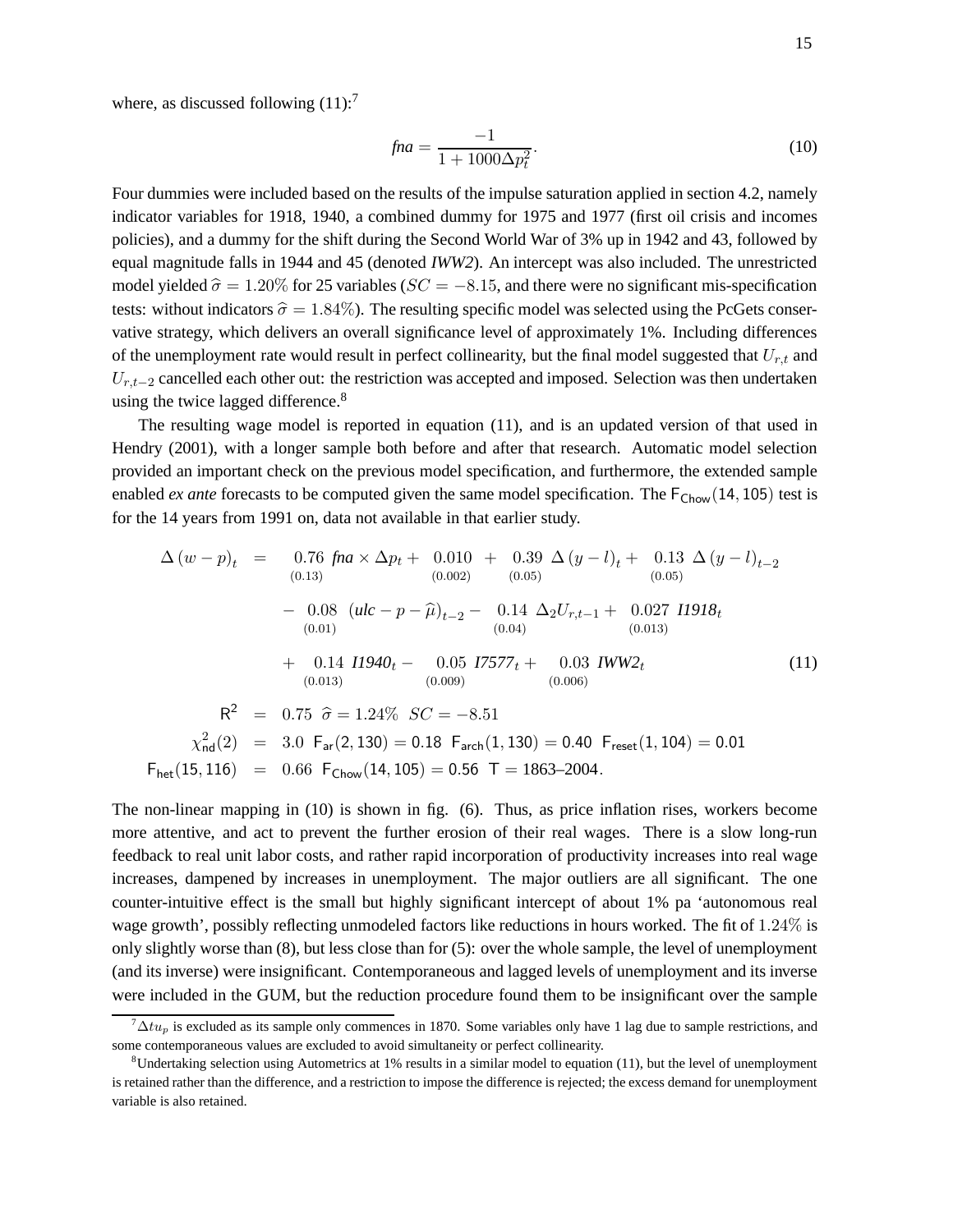where, as discussed following (11):[7]

$$fna = \frac{-1}{1 + 1000\Delta p_t^2}. \tag{10}$$

Four dummies were included based on the results of the impulse saturation applied in section 4.2, namely indicator variables for 1918, 1940, a combined dummy for 1975 and 1977 (first oil crisis and incomes policies), and a dummy for the shift during the Second World War of 3% up in 1942 and 43, followed by equal magnitude falls in 1944 and 45 (denoted *IWW2*). An intercept was also included. The unrestricted model yielded $\widehat{\sigma} = 1.20\%$ for 25 variables ($SC = -8.15$, and there were no significant mis-specification tests: without indicators $\widehat{\sigma} = 1.84\%$). The resulting specific model was selected using the PcGets conservative strategy, which delivers an overall significance level of approximately 1%. Including differences of the unemployment rate would result in perfect collinearity, but the final model suggested that $U_{r,t}$ and $U_{r,t-2}$ cancelled each other out: the restriction was accepted and imposed. Selection was then undertaken using the twice lagged difference.[8]

The resulting wage model is reported in equation (11), and is an updated version of that used in Hendry (2001), with a longer sample both before and after that research. Automatic model selection provided an important check on the previous model specification, and furthermore, the extended sample enabled *ex ante* forecasts to be computed given the same model specification. The $\mathsf{F}_{\mathsf{Chow}}(14, 105)$ test is for the 14 years from 1991 on, data not available in that earlier study.

$$\begin{aligned}
\Delta\left(w-p\right)_t \;=\;& \underset{(0.13)}{0.76}\; fna \times \Delta p_t + \underset{(0.002)}{0.010} + \underset{(0.05)}{0.39}\; \Delta\left(y-l\right)_t + \underset{(0.05)}{0.13}\; \Delta\left(y-l\right)_{t-2} \\
& - \underset{(0.01)}{0.08}\; \left(ulc - p - \widehat{\mu}\right)_{t-2} - \underset{(0.04)}{0.14}\; \Delta_2 U_{r,t-1} + \underset{(0.013)}{0.027}\; I1918_t \\
& + \underset{(0.013)}{0.14}\; I1940_t - \underset{(0.009)}{0.05}\; I7577_t + \underset{(0.006)}{0.03}\; IWW2_t
\end{aligned} \tag{11}$$

$$\begin{aligned}
\mathsf{R}^2 &= 0.75 \;\; \widehat{\sigma} = 1.24\% \;\; SC = -8.51 \\
\chi^2_{\mathsf{nd}}(2) &= 3.0 \;\; \mathsf{F}_{\mathsf{ar}}(2,130) = 0.18 \;\; \mathsf{F}_{\mathsf{arch}}(1,130) = 0.40 \;\; \mathsf{F}_{\mathsf{reset}}(1,104) = 0.01 \\
\mathsf{F}_{\mathsf{het}}(15,116) &= 0.66 \;\; \mathsf{F}_{\mathsf{Chow}}(14,105) = 0.56 \;\; \mathsf{T} = 1863\text{–}2004.
\end{aligned}$$

The non-linear mapping in (10) is shown in fig. (6). Thus, as price inflation rises, workers become more attentive, and act to prevent the further erosion of their real wages. There is a slow long-run feedback to real unit labor costs, and rather rapid incorporation of productivity increases into real wage increases, dampened by increases in unemployment. The major outliers are all significant. The one counter-intuitive effect is the small but highly significant intercept of about 1% pa 'autonomous real wage growth', possibly reflecting unmodeled factors like reductions in hours worked. The fit of $1.24\%$ is only slightly worse than (8), but less close than for (5): over the whole sample, the level of unemployment (and its inverse) were insignificant. Contemporaneous and lagged levels of unemployment and its inverse were included in the GUM, but the reduction procedure found them to be insignificant over the sample

---

[7] $\Delta tu_p$ is excluded as its sample only commences in 1870. Some variables only have 1 lag due to sample restrictions, and some contemporaneous values are excluded to avoid simultaneity or perfect collinearity.

[8] Undertaking selection using Autometrics at 1% results in a similar model to equation (11), but the level of unemployment is retained rather than the difference, and a restriction to impose the difference is rejected; the excess demand for unemployment variable is also retained.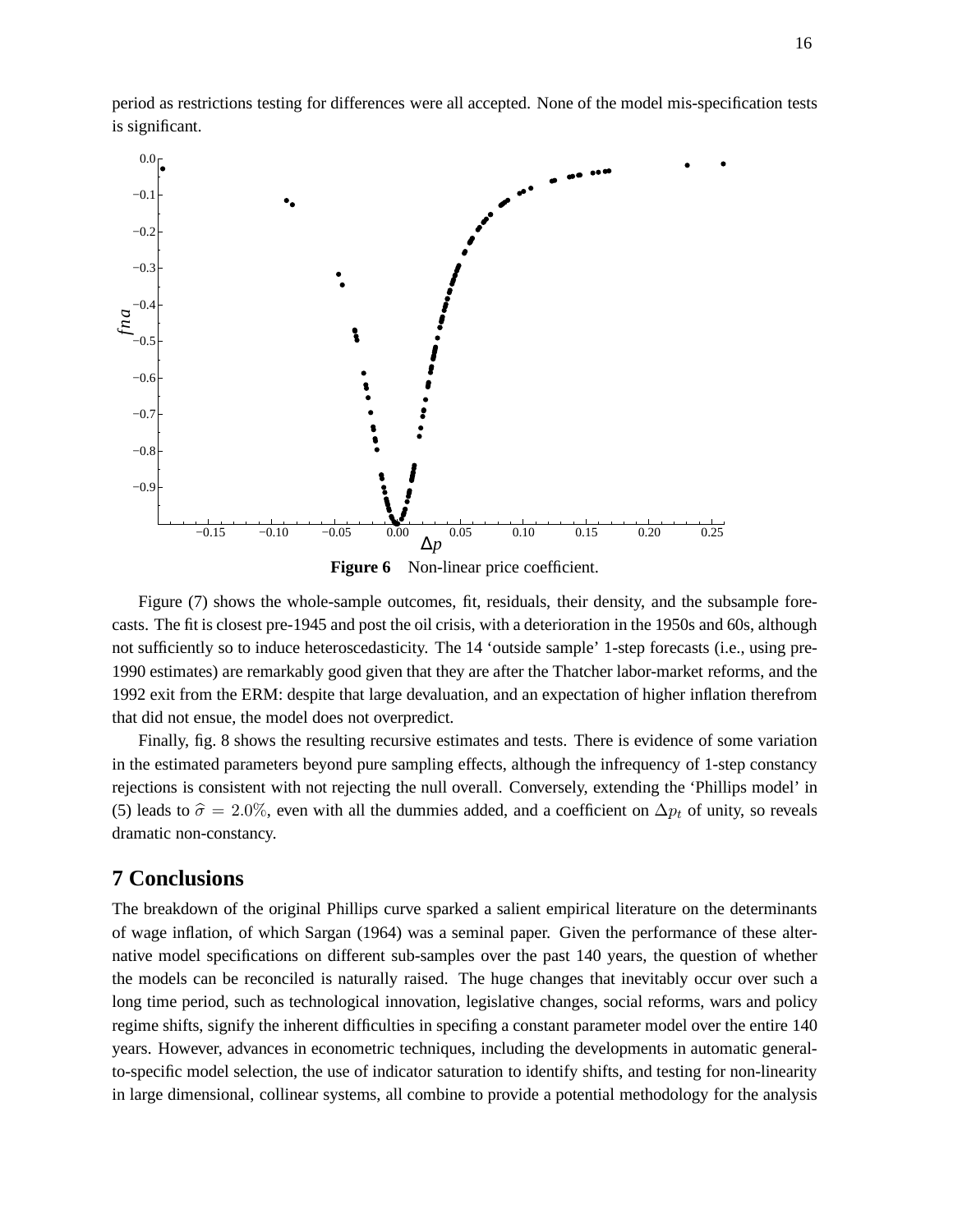period as restrictions testing for differences were all accepted. None of the model mis-specification tests is significant.

**Figure 6** Non-linear price coefficient.

Figure (7) shows the whole-sample outcomes, fit, residuals, their density, and the subsample forecasts. The fit is closest pre-1945 and post the oil crisis, with a deterioration in the 1950s and 60s, although not sufficiently so to induce heteroscedasticity. The 14 'outside sample' 1-step forecasts (i.e., using pre-1990 estimates) are remarkably good given that they are after the Thatcher labor-market reforms, and the 1992 exit from the ERM: despite that large devaluation, and an expectation of higher inflation therefrom that did not ensue, the model does not overpredict.

Finally, fig. 8 shows the resulting recursive estimates and tests. There is evidence of some variation in the estimated parameters beyond pure sampling effects, although the infrequency of 1-step constancy rejections is consistent with not rejecting the null overall. Conversely, extending the 'Phillips model' in (5) leads to $\widehat{\sigma} = 2.0\%$, even with all the dummies added, and a coefficient on $\Delta p_t$ of unity, so reveals dramatic non-constancy.

## 7 Conclusions

The breakdown of the original Phillips curve sparked a salient empirical literature on the determinants of wage inflation, of which Sargan (1964) was a seminal paper. Given the performance of these alternative model specifications on different sub-samples over the past 140 years, the question of whether the models can be reconciled is naturally raised. The huge changes that inevitably occur over such a long time period, such as technological innovation, legislative changes, social reforms, wars and policy regime shifts, signify the inherent difficulties in specifing a constant parameter model over the entire 140 years. However, advances in econometric techniques, including the developments in automatic general-to-specific model selection, the use of indicator saturation to identify shifts, and testing for non-linearity in large dimensional, collinear systems, all combine to provide a potential methodology for the analysis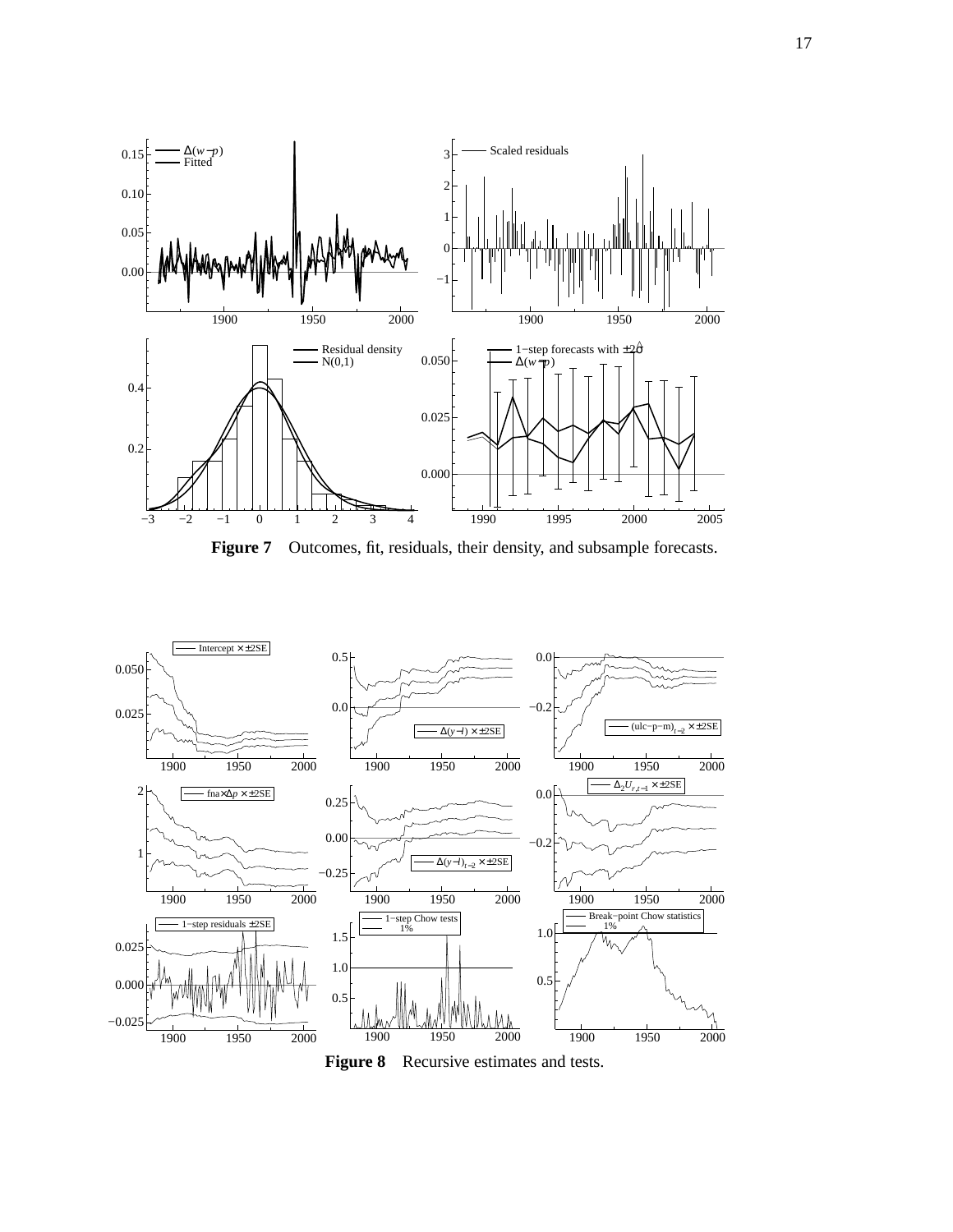**Figure 7** Outcomes, fit, residuals, their density, and subsample forecasts.

**Figure 8** Recursive estimates and tests.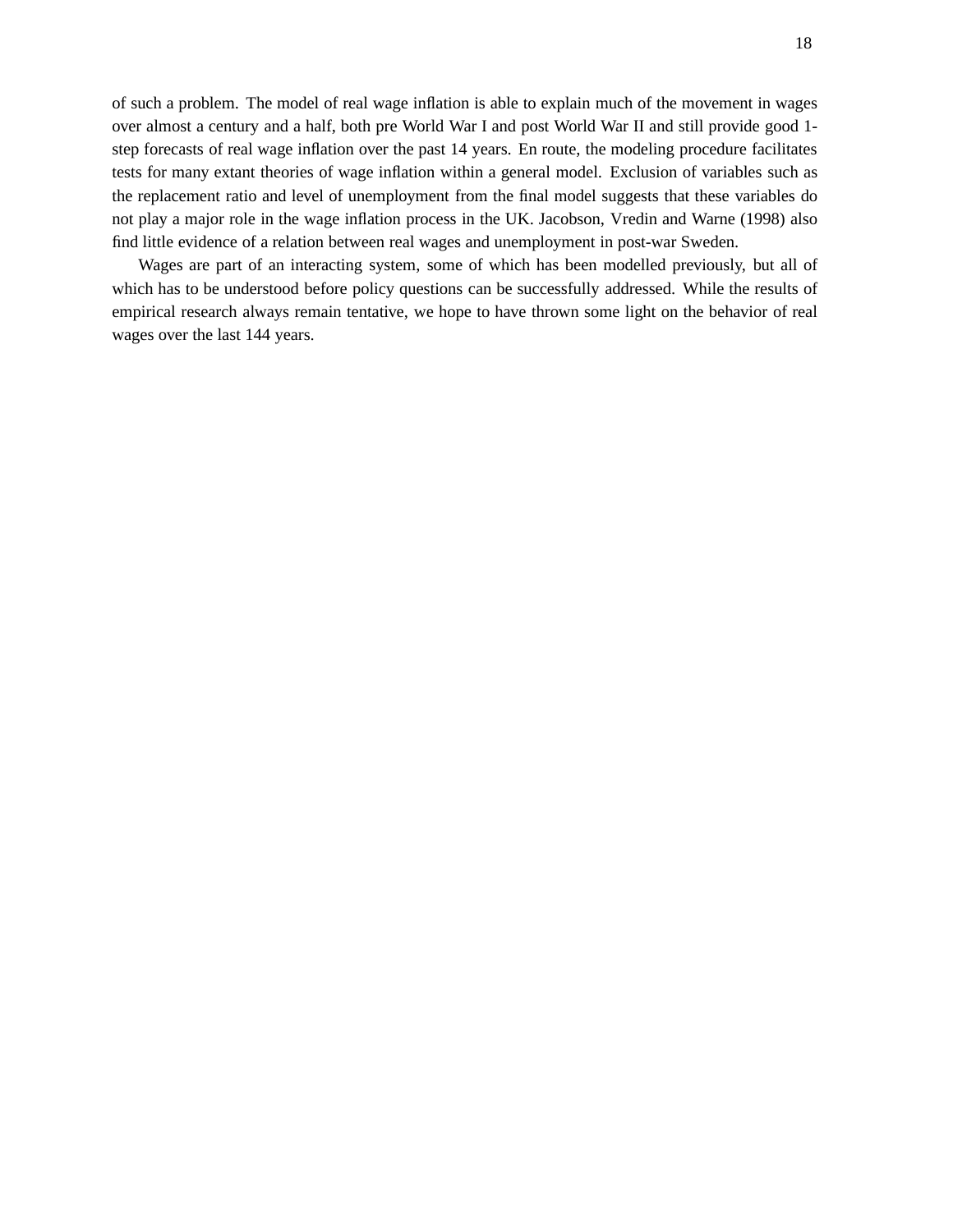of such a problem. The model of real wage inflation is able to explain much of the movement in wages over almost a century and a half, both pre World War I and post World War II and still provide good 1-step forecasts of real wage inflation over the past 14 years. En route, the modeling procedure facilitates tests for many extant theories of wage inflation within a general model. Exclusion of variables such as the replacement ratio and level of unemployment from the final model suggests that these variables do not play a major role in the wage inflation process in the UK. Jacobson, Vredin and Warne (1998) also find little evidence of a relation between real wages and unemployment in post-war Sweden.

Wages are part of an interacting system, some of which has been modelled previously, but all of which has to be understood before policy questions can be successfully addressed. While the results of empirical research always remain tentative, we hope to have thrown some light on the behavior of real wages over the last 144 years.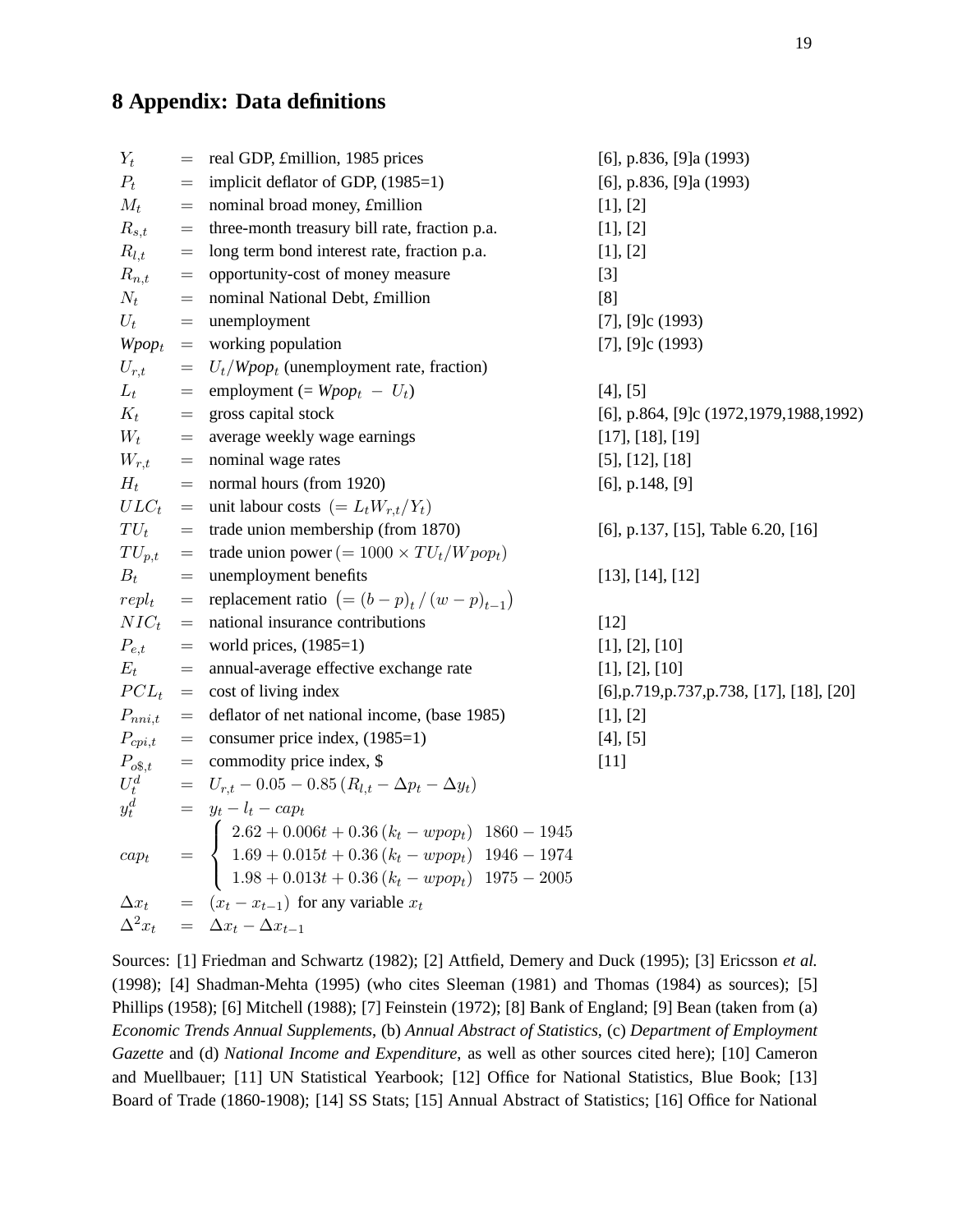## 8 Appendix: Data definitions

| | | | |
|---|---|---|---|
| $Y_t$ | $=$ | real GDP, £million, 1985 prices | [6], p.836, [9]a (1993) |
| $P_t$ | $=$ | implicit deflator of GDP, (1985=1) | [6], p.836, [9]a (1993) |
| $M_t$ | $=$ | nominal broad money, £million | [1], [2] |
| $R_{s,t}$ | $=$ | three-month treasury bill rate, fraction p.a. | [1], [2] |
| $R_{l,t}$ | $=$ | long term bond interest rate, fraction p.a. | [1], [2] |
| $R_{n,t}$ | $=$ | opportunity-cost of money measure | [3] |
| $N_t$ | $=$ | nominal National Debt, £million | [8] |
| $U_t$ | $=$ | unemployment | [7], [9]c (1993) |
| $Wpop_t$ | $=$ | working population | [7], [9]c (1993) |
| $U_{r,t}$ | $=$ | $U_t/Wpop_t$ (unemployment rate, fraction) | |
| $L_t$ | $=$ | employment (= $Wpop_t - U_t$) | [4], [5] |
| $K_t$ | $=$ | gross capital stock | [6], p.864, [9]c (1972,1979,1988,1992) |
| $W_t$ | $=$ | average weekly wage earnings | [17], [18], [19] |
| $W_{r,t}$ | $=$ | nominal wage rates | [5], [12], [18] |
| $H_t$ | $=$ | normal hours (from 1920) | [6], p.148, [9] |
| $ULC_t$ | $=$ | unit labour costs $(= L_t W_{r,t}/Y_t)$ | |
| $TU_t$ | $=$ | trade union membership (from 1870) | [6], p.137, [15], Table 6.20, [16] |
| $TU_{p,t}$ | $=$ | trade union power $(= 1000 \times TU_t/Wpop_t)$ | |
| $B_t$ | $=$ | unemployment benefits | [13], [14], [12] |
| $repl_t$ | $=$ | replacement ratio $\left(= (b-p)_t / (w-p)_{t-1}\right)$ | |
| $NIC_t$ | $=$ | national insurance contributions | [12] |
| $P_{e,t}$ | $=$ | world prices, (1985=1) | [1], [2], [10] |
| $E_t$ | $=$ | annual-average effective exchange rate | [1], [2], [10] |
| $PCL_t$ | $=$ | cost of living index | [6],p.719,p.737,p.738, [17], [18], [20] |
| $P_{nni,t}$ | $=$ | deflator of net national income, (base 1985) | [1], [2] |
| $P_{cpi,t}$ | $=$ | consumer price index, (1985=1) | [4], [5] |
| $P_{o\$,t}$ | $=$ | commodity price index, $ | [11] |
| $U_t^d$ | $=$ | $U_{r,t} - 0.05 - 0.85\left(R_{l,t} - \Delta p_t - \Delta y_t\right)$ | |
| $y_t^d$ | $=$ | $y_t - l_t - cap_t$ | |

$$
cap_t = \begin{cases} 2.62 + 0.006t + 0.36\left(k_t - wpop_t\right) & 1860-1945 \\ 1.69 + 0.015t + 0.36\left(k_t - wpop_t\right) & 1946-1974 \\ 1.98 + 0.013t + 0.36\left(k_t - wpop_t\right) & 1975-2005 \end{cases}
$$

$$
\Delta x_t = \left(x_t - x_{t-1}\right) \text{ for any variable } x_t
$$

$$
\Delta^2 x_t = \Delta x_t - \Delta x_{t-1}
$$

Sources: [1] Friedman and Schwartz (1982); [2] Attfield, Demery and Duck (1995); [3] Ericsson *et al.* (1998); [4] Shadman-Mehta (1995) (who cites Sleeman (1981) and Thomas (1984) as sources); [5] Phillips (1958); [6] Mitchell (1988); [7] Feinstein (1972); [8] Bank of England; [9] Bean (taken from (a) *Economic Trends Annual Supplements*, (b) *Annual Abstract of Statistics*, (c) *Department of Employment Gazette* and (d) *National Income and Expenditure*, as well as other sources cited here); [10] Cameron and Muellbauer; [11] UN Statistical Yearbook; [12] Office for National Statistics, Blue Book; [13] Board of Trade (1860-1908); [14] SS Stats; [15] Annual Abstract of Statistics; [16] Office for National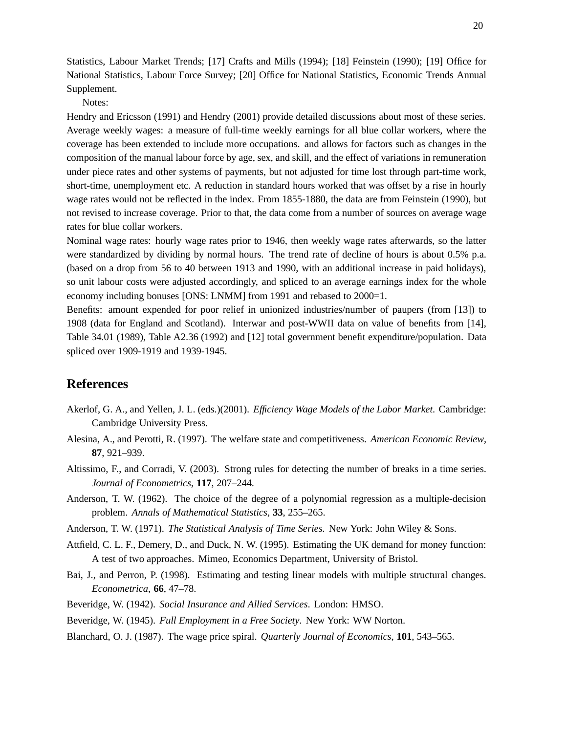Statistics, Labour Market Trends; [17] Crafts and Mills (1994); [18] Feinstein (1990); [19] Office for National Statistics, Labour Force Survey; [20] Office for National Statistics, Economic Trends Annual Supplement.

Notes:

Hendry and Ericsson (1991) and Hendry (2001) provide detailed discussions about most of these series. Average weekly wages: a measure of full-time weekly earnings for all blue collar workers, where the coverage has been extended to include more occupations. and allows for factors such as changes in the composition of the manual labour force by age, sex, and skill, and the effect of variations in remuneration under piece rates and other systems of payments, but not adjusted for time lost through part-time work, short-time, unemployment etc. A reduction in standard hours worked that was offset by a rise in hourly wage rates would not be reflected in the index. From 1855-1880, the data are from Feinstein (1990), but not revised to increase coverage. Prior to that, the data come from a number of sources on average wage rates for blue collar workers.

Nominal wage rates: hourly wage rates prior to 1946, then weekly wage rates afterwards, so the latter were standardized by dividing by normal hours. The trend rate of decline of hours is about 0.5% p.a. (based on a drop from 56 to 40 between 1913 and 1990, with an additional increase in paid holidays), so unit labour costs were adjusted accordingly, and spliced to an average earnings index for the whole economy including bonuses [ONS: LNMM] from 1991 and rebased to 2000=1.

Benefits: amount expended for poor relief in unionized industries/number of paupers (from [13]) to 1908 (data for England and Scotland). Interwar and post-WWII data on value of benefits from [14], Table 34.01 (1989), Table A2.36 (1992) and [12] total government benefit expenditure/population. Data spliced over 1909-1919 and 1939-1945.

## References

Akerlof, G. A., and Yellen, J. L. (eds.)(2001). *Efficiency Wage Models of the Labor Market*. Cambridge: Cambridge University Press.

Alesina, A., and Perotti, R. (1997). The welfare state and competitiveness. *American Economic Review*, **87**, 921–939.

Altissimo, F., and Corradi, V. (2003). Strong rules for detecting the number of breaks in a time series. *Journal of Econometrics*, **117**, 207–244.

Anderson, T. W. (1962). The choice of the degree of a polynomial regression as a multiple-decision problem. *Annals of Mathematical Statistics*, **33**, 255–265.

Anderson, T. W. (1971). *The Statistical Analysis of Time Series.* New York: John Wiley & Sons.

Attfield, C. L. F., Demery, D., and Duck, N. W. (1995). Estimating the UK demand for money function: A test of two approaches. Mimeo, Economics Department, University of Bristol.

Bai, J., and Perron, P. (1998). Estimating and testing linear models with multiple structural changes. *Econometrica*, **66**, 47–78.

Beveridge, W. (1942). *Social Insurance and Allied Services*. London: HMSO.

Beveridge, W. (1945). *Full Employment in a Free Society*. New York: WW Norton.

Blanchard, O. J. (1987). The wage price spiral. *Quarterly Journal of Economics*, **101**, 543–565.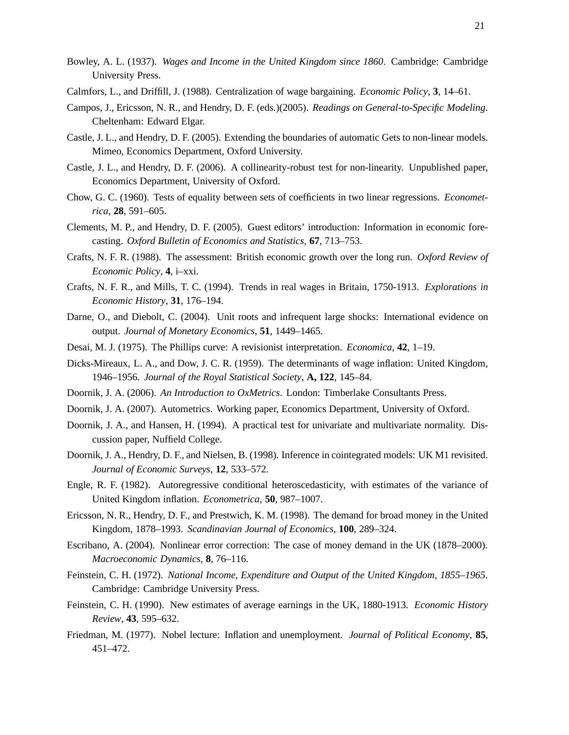Bowley, A. L. (1937). *Wages and Income in the United Kingdom since 1860*. Cambridge: Cambridge University Press.

Calmfors, L., and Driffill, J. (1988). Centralization of wage bargaining. *Economic Policy*, **3**, 14–61.

Campos, J., Ericsson, N. R., and Hendry, D. F. (eds.)(2005). *Readings on General-to-Specific Modeling*. Cheltenham: Edward Elgar.

Castle, J. L., and Hendry, D. F. (2005). Extending the boundaries of automatic Gets to non-linear models. Mimeo, Economics Department, Oxford University.

Castle, J. L., and Hendry, D. F. (2006). A collinearity-robust test for non-linearity. Unpublished paper, Economics Department, University of Oxford.

Chow, G. C. (1960). Tests of equality between sets of coefficients in two linear regressions. *Econometrica*, **28**, 591–605.

Clements, M. P., and Hendry, D. F. (2005). Guest editors' introduction: Information in economic forecasting. *Oxford Bulletin of Economics and Statistics*, **67**, 713–753.

Crafts, N. F. R. (1988). The assessment: British economic growth over the long run. *Oxford Review of Economic Policy*, **4**, i–xxi.

Crafts, N. F. R., and Mills, T. C. (1994). Trends in real wages in Britain, 1750-1913. *Explorations in Economic History*, **31**, 176–194.

Darne, O., and Diebolt, C. (2004). Unit roots and infrequent large shocks: International evidence on output. *Journal of Monetary Economics*, **51**, 1449–1465.

Desai, M. J. (1975). The Phillips curve: A revisionist interpretation. *Economica*, **42**, 1–19.

Dicks-Mireaux, L. A., and Dow, J. C. R. (1959). The determinants of wage inflation: United Kingdom, 1946–1956. *Journal of the Royal Statistical Society*, **A, 122**, 145–84.

Doornik, J. A. (2006). *An Introduction to OxMetrics*. London: Timberlake Consultants Press.

Doornik, J. A. (2007). Autometrics. Working paper, Economics Department, University of Oxford.

Doornik, J. A., and Hansen, H. (1994). A practical test for univariate and multivariate normality. Discussion paper, Nuffield College.

Doornik, J. A., Hendry, D. F., and Nielsen, B. (1998). Inference in cointegrated models: UK M1 revisited. *Journal of Economic Surveys*, **12**, 533–572.

Engle, R. F. (1982). Autoregressive conditional heteroscedasticity, with estimates of the variance of United Kingdom inflation. *Econometrica*, **50**, 987–1007.

Ericsson, N. R., Hendry, D. F., and Prestwich, K. M. (1998). The demand for broad money in the United Kingdom, 1878–1993. *Scandinavian Journal of Economics*, **100**, 289–324.

Escribano, A. (2004). Nonlinear error correction: The case of money demand in the UK (1878–2000). *Macroeconomic Dynamics*, **8**, 76–116.

Feinstein, C. H. (1972). *National Income, Expenditure and Output of the United Kingdom, 1855–1965*. Cambridge: Cambridge University Press.

Feinstein, C. H. (1990). New estimates of average earnings in the UK, 1880-1913. *Economic History Review*, **43**, 595–632.

Friedman, M. (1977). Nobel lecture: Inflation and unemployment. *Journal of Political Economy*, **85**, 451–472.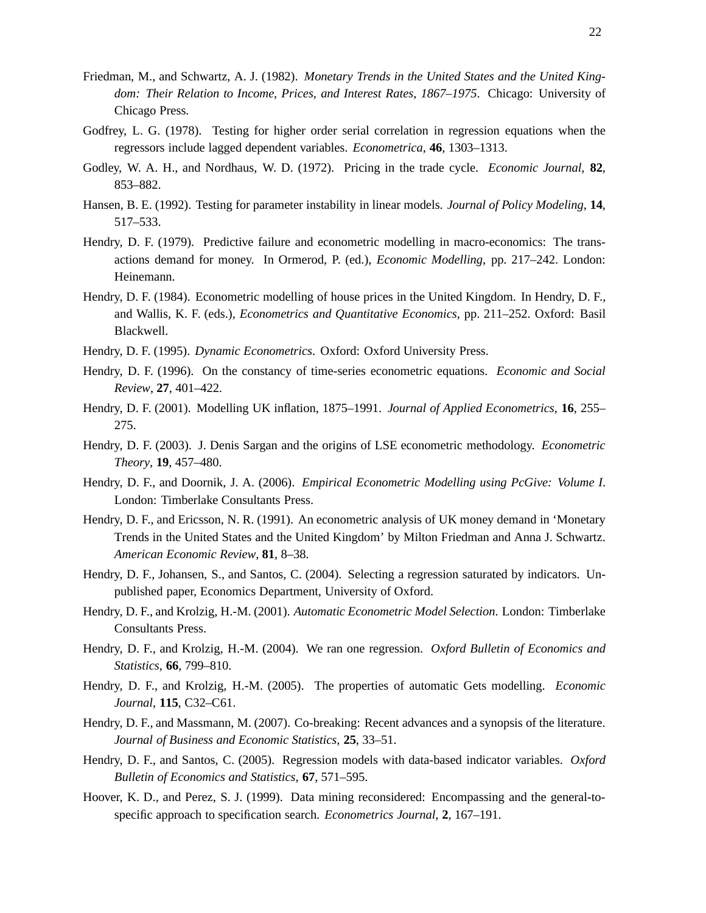Friedman, M., and Schwartz, A. J. (1982). *Monetary Trends in the United States and the United Kingdom: Their Relation to Income, Prices, and Interest Rates, 1867–1975*. Chicago: University of Chicago Press.

Godfrey, L. G. (1978). Testing for higher order serial correlation in regression equations when the regressors include lagged dependent variables. *Econometrica*, **46**, 1303–1313.

Godley, W. A. H., and Nordhaus, W. D. (1972). Pricing in the trade cycle. *Economic Journal*, **82**, 853–882.

Hansen, B. E. (1992). Testing for parameter instability in linear models. *Journal of Policy Modeling*, **14**, 517–533.

Hendry, D. F. (1979). Predictive failure and econometric modelling in macro-economics: The transactions demand for money. In Ormerod, P. (ed.), *Economic Modelling*, pp. 217–242. London: Heinemann.

Hendry, D. F. (1984). Econometric modelling of house prices in the United Kingdom. In Hendry, D. F., and Wallis, K. F. (eds.), *Econometrics and Quantitative Economics*, pp. 211–252. Oxford: Basil Blackwell.

Hendry, D. F. (1995). *Dynamic Econometrics*. Oxford: Oxford University Press.

Hendry, D. F. (1996). On the constancy of time-series econometric equations. *Economic and Social Review*, **27**, 401–422.

Hendry, D. F. (2001). Modelling UK inflation, 1875–1991. *Journal of Applied Econometrics*, **16**, 255–275.

Hendry, D. F. (2003). J. Denis Sargan and the origins of LSE econometric methodology. *Econometric Theory*, **19**, 457–480.

Hendry, D. F., and Doornik, J. A. (2006). *Empirical Econometric Modelling using PcGive: Volume I*. London: Timberlake Consultants Press.

Hendry, D. F., and Ericsson, N. R. (1991). An econometric analysis of UK money demand in 'Monetary Trends in the United States and the United Kingdom' by Milton Friedman and Anna J. Schwartz. *American Economic Review*, **81**, 8–38.

Hendry, D. F., Johansen, S., and Santos, C. (2004). Selecting a regression saturated by indicators. Unpublished paper, Economics Department, University of Oxford.

Hendry, D. F., and Krolzig, H.-M. (2001). *Automatic Econometric Model Selection*. London: Timberlake Consultants Press.

Hendry, D. F., and Krolzig, H.-M. (2004). We ran one regression. *Oxford Bulletin of Economics and Statistics*, **66**, 799–810.

Hendry, D. F., and Krolzig, H.-M. (2005). The properties of automatic Gets modelling. *Economic Journal*, **115**, C32–C61.

Hendry, D. F., and Massmann, M. (2007). Co-breaking: Recent advances and a synopsis of the literature. *Journal of Business and Economic Statistics*, **25**, 33–51.

Hendry, D. F., and Santos, C. (2005). Regression models with data-based indicator variables. *Oxford Bulletin of Economics and Statistics*, **67**, 571–595.

Hoover, K. D., and Perez, S. J. (1999). Data mining reconsidered: Encompassing and the general-to-specific approach to specification search. *Econometrics Journal*, **2**, 167–191.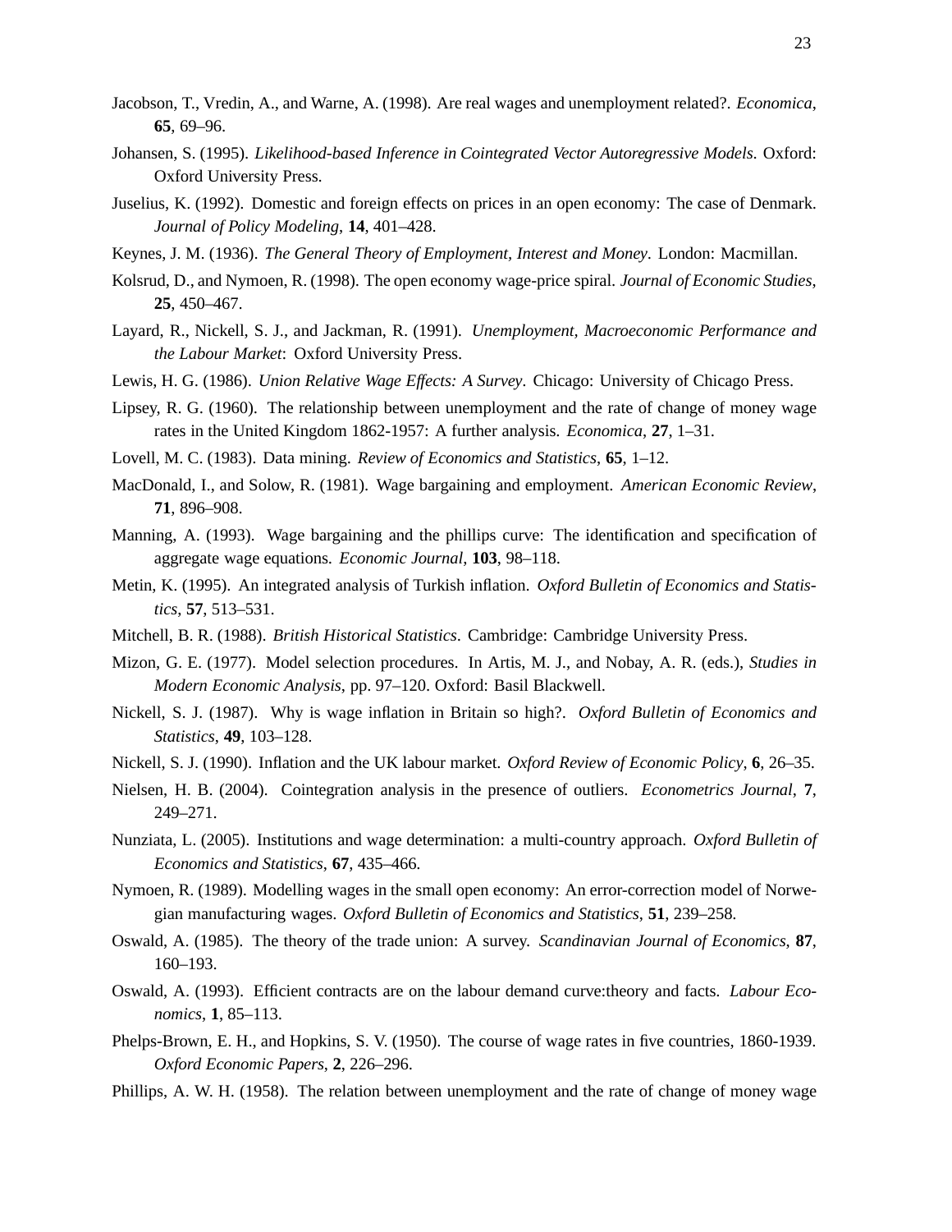Jacobson, T., Vredin, A., and Warne, A. (1998). Are real wages and unemployment related?. *Economica*, **65**, 69–96.

Johansen, S. (1995). *Likelihood-based Inference in Cointegrated Vector Autoregressive Models*. Oxford: Oxford University Press.

Juselius, K. (1992). Domestic and foreign effects on prices in an open economy: The case of Denmark. *Journal of Policy Modeling*, **14**, 401–428.

Keynes, J. M. (1936). *The General Theory of Employment, Interest and Money*. London: Macmillan.

Kolsrud, D., and Nymoen, R. (1998). The open economy wage-price spiral. *Journal of Economic Studies*, **25**, 450–467.

Layard, R., Nickell, S. J., and Jackman, R. (1991). *Unemployment, Macroeconomic Performance and the Labour Market*: Oxford University Press.

Lewis, H. G. (1986). *Union Relative Wage Effects: A Survey*. Chicago: University of Chicago Press.

Lipsey, R. G. (1960). The relationship between unemployment and the rate of change of money wage rates in the United Kingdom 1862-1957: A further analysis. *Economica*, **27**, 1–31.

Lovell, M. C. (1983). Data mining. *Review of Economics and Statistics*, **65**, 1–12.

MacDonald, I., and Solow, R. (1981). Wage bargaining and employment. *American Economic Review*, **71**, 896–908.

Manning, A. (1993). Wage bargaining and the phillips curve: The identification and specification of aggregate wage equations. *Economic Journal*, **103**, 98–118.

Metin, K. (1995). An integrated analysis of Turkish inflation. *Oxford Bulletin of Economics and Statistics*, **57**, 513–531.

Mitchell, B. R. (1988). *British Historical Statistics*. Cambridge: Cambridge University Press.

Mizon, G. E. (1977). Model selection procedures. In Artis, M. J., and Nobay, A. R. (eds.), *Studies in Modern Economic Analysis*, pp. 97–120. Oxford: Basil Blackwell.

Nickell, S. J. (1987). Why is wage inflation in Britain so high?. *Oxford Bulletin of Economics and Statistics*, **49**, 103–128.

Nickell, S. J. (1990). Inflation and the UK labour market. *Oxford Review of Economic Policy*, **6**, 26–35.

Nielsen, H. B. (2004). Cointegration analysis in the presence of outliers. *Econometrics Journal*, **7**, 249–271.

Nunziata, L. (2005). Institutions and wage determination: a multi-country approach. *Oxford Bulletin of Economics and Statistics*, **67**, 435–466.

Nymoen, R. (1989). Modelling wages in the small open economy: An error-correction model of Norwegian manufacturing wages. *Oxford Bulletin of Economics and Statistics*, **51**, 239–258.

Oswald, A. (1985). The theory of the trade union: A survey. *Scandinavian Journal of Economics*, **87**, 160–193.

Oswald, A. (1993). Efficient contracts are on the labour demand curve:theory and facts. *Labour Economics*, **1**, 85–113.

Phelps-Brown, E. H., and Hopkins, S. V. (1950). The course of wage rates in five countries, 1860-1939. *Oxford Economic Papers*, **2**, 226–296.

Phillips, A. W. H. (1958). The relation between unemployment and the rate of change of money wage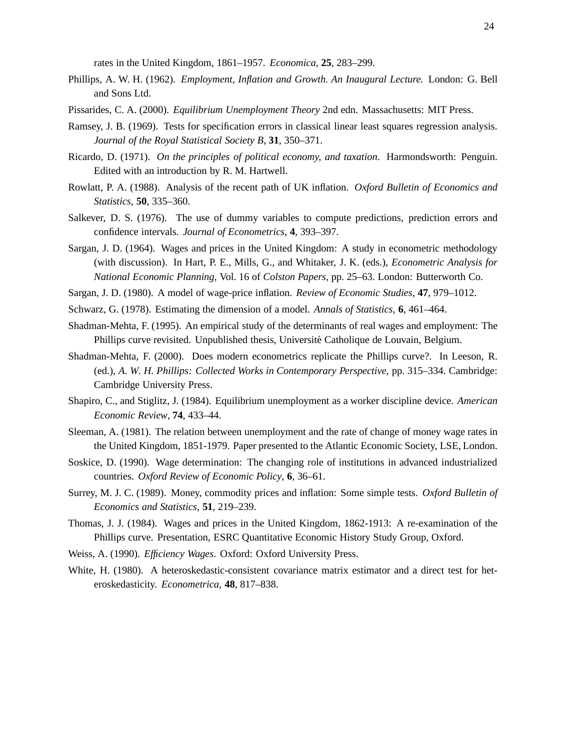rates in the United Kingdom, 1861–1957. *Economica*, **25**, 283–299.

Phillips, A. W. H. (1962). *Employment, Inflation and Growth. An Inaugural Lecture.* London: G. Bell and Sons Ltd.

Pissarides, C. A. (2000). *Equilibrium Unemployment Theory* 2nd edn. Massachusetts: MIT Press.

Ramsey, J. B. (1969). Tests for specification errors in classical linear least squares regression analysis. *Journal of the Royal Statistical Society B*, **31**, 350–371.

Ricardo, D. (1971). *On the principles of political economy, and taxation*. Harmondsworth: Penguin. Edited with an introduction by R. M. Hartwell.

Rowlatt, P. A. (1988). Analysis of the recent path of UK inflation. *Oxford Bulletin of Economics and Statistics*, **50**, 335–360.

Salkever, D. S. (1976). The use of dummy variables to compute predictions, prediction errors and confidence intervals. *Journal of Econometrics*, **4**, 393–397.

Sargan, J. D. (1964). Wages and prices in the United Kingdom: A study in econometric methodology (with discussion). In Hart, P. E., Mills, G., and Whitaker, J. K. (eds.), *Econometric Analysis for National Economic Planning*, Vol. 16 of *Colston Papers*, pp. 25–63. London: Butterworth Co.

Sargan, J. D. (1980). A model of wage-price inflation. *Review of Economic Studies*, **47**, 979–1012.

Schwarz, G. (1978). Estimating the dimension of a model. *Annals of Statistics*, **6**, 461–464.

Shadman-Mehta, F. (1995). An empirical study of the determinants of real wages and employment: The Phillips curve revisited. Unpublished thesis, Université Catholique de Louvain, Belgium.

Shadman-Mehta, F. (2000). Does modern econometrics replicate the Phillips curve?. In Leeson, R. (ed.), *A. W. H. Phillips: Collected Works in Contemporary Perspective*, pp. 315–334. Cambridge: Cambridge University Press.

Shapiro, C., and Stiglitz, J. (1984). Equilibrium unemployment as a worker discipline device. *American Economic Review*, **74**, 433–44.

Sleeman, A. (1981). The relation between unemployment and the rate of change of money wage rates in the United Kingdom, 1851-1979. Paper presented to the Atlantic Economic Society, LSE, London.

Soskice, D. (1990). Wage determination: The changing role of institutions in advanced industrialized countries. *Oxford Review of Economic Policy*, **6**, 36–61.

Surrey, M. J. C. (1989). Money, commodity prices and inflation: Some simple tests. *Oxford Bulletin of Economics and Statistics*, **51**, 219–239.

Thomas, J. J. (1984). Wages and prices in the United Kingdom, 1862-1913: A re-examination of the Phillips curve. Presentation, ESRC Quantitative Economic History Study Group, Oxford.

Weiss, A. (1990). *Efficiency Wages*. Oxford: Oxford University Press.

White, H. (1980). A heteroskedastic-consistent covariance matrix estimator and a direct test for heteroskedasticity. *Econometrica*, **48**, 817–838.